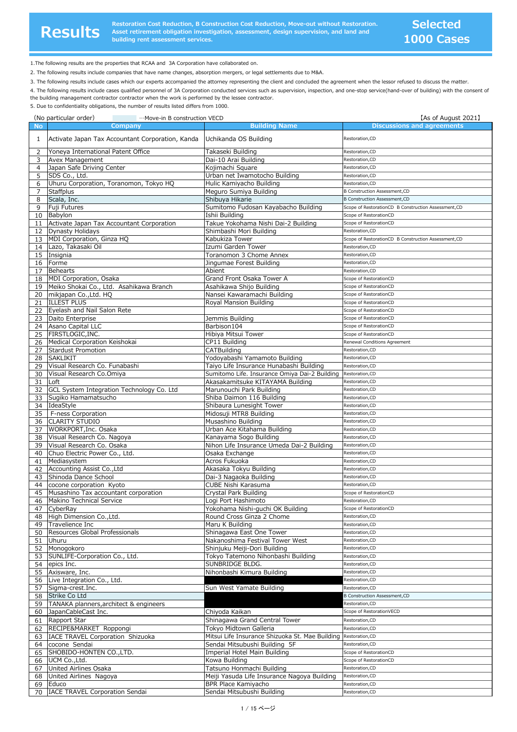# Results

**Restoration Cost Reduction, B Construction Cost Reduction, Move-out without Restoration. Asset retirement obligation investigation, assessment, design supervision, and land and building rent assessment services.**

## Selected 1000 Cases

1.The following results are the properties that RCAA and 3A Corporation have collaborated on.

2. The following results include companies that have name changes, absorption mergers, or legal settlements due to M&A.

3. The following results include cases which our experts accompanied the attorney representing the client and concluded the agreement when the lessor refused to discuss the matter.

4. The following results include cases qualified personnel of 3A Corporation conducted services such as supervision, inspection, and one-stop service(hand-over of building) with the consent of the building management contractor contractor when the work is performed by the lessee contractor.

5. Due to confidentiality obligations, the number of results listed differs from 1000.

(No particular order) ···Move-in B construction VECD 【As of August 2021】

| No | Company | Building Name | Discussions and agreements |
|---|---|---|---|
| 1 | Activate Japan Tax Accountant Corporation, Kanda | Uchikanda OS Building | Restoration,CD |
| 2 | Yoneya International Patent Office | Takaseki Building | Restoration,CD |
| 3 | Avex Management | Dai-10 Arai Building | Restoration,CD |
| 4 | Japan Safe Driving Center | Kojimachi Square | Restoration,CD |
| 5 | SDS Co., Ltd. | Urban net Iwamotocho Building | Restoration,CD |
| 6 | Uhuru Corporation, Toranomon, Tokyo HQ | Hulic Kamiyacho Building | Restoration,CD |
| 7 | Staffplus | Meguro Sumiya Building | B Construction Assessment,CD |
| 8 | Scala, Inc. | Shibuya Hikarie | B Construction Assessment,CD |
| 9 | Fuji Futures | Sumitomo Fudosan Kayabacho Building | Scope of RestorationCD B Construction Assessment,CD |
| 10 | Babylon | Ishii Building | Scope of RestorationCD |
| 11 | Activate Japan Tax Accountant Corporation | Takue Yokohama Nishi Dai-2 Building | Scope of RestorationCD |
| 12 | Dynasty Holidays | Shimbashi Mori Building | Restoration,CD |
| 13 | MDI Corporation, Ginza HQ | Kabukiza Tower | Scope of RestorationCD B Construction Assessment,CD |
| 14 | Lazo, Takasaki Oil | Izumi Garden Tower | Restoration,CD |
| 15 | Insignia | Toranomon 3 Chome Annex | Restoration,CD |
| 16 | Forme | Jingumae Forest Building | Restoration,CD |
| 17 | Behearts | Abient | Restoration,CD |
| 18 | MDI Corporation, Osaka | Grand Front Osaka Tower A | Scope of RestorationCD |
| 19 | Meiko Shokai Co., Ltd. Asahikawa Branch | Asahikawa Shijo Building | Scope of RestorationCD |
| 20 | mikjapan Co.,Ltd. HQ | Nansei Kawaramachi Building | Scope of RestorationCD |
| 21 | ILLEST PLUS | Royal Mansion Building | Scope of RestorationCD |
| 22 | Eyelash and Nail Salon Rete | | Scope of RestorationCD |
| 23 | Daito Enterprise | Jemmis Building | Scope of RestorationCD |
| 24 | Asano Capital LLC | Barbison104 | Scope of RestorationCD |
| 25 | FIRSTLOGIC,INC. | Hibiya Mitsui Tower | Scope of RestorationCD |
| 26 | Medical Corporation Keishokai | CP11 Building | Renewal Conditions Agreement |
| 27 | Stardust Promotion | CATBuilding | Restoration,CD |
| 28 | SAKLIKIT | Yodoyabashi Yamamoto Building | Restoration,CD |
| 29 | Visual Research Co. Funabashi | Taiyo Life Insurance Hunabashi Building | Restoration,CD |
| 30 | Visual Research Co.Omiya | Sumitomo Life. Insurance Omiya Dai-2 Building | Restoration,CD |
| 31 | Loft | Akasakamitsuke KITAYAMA Building | Restoration,CD |
| 32 | GCL System Integration Technology Co. Ltd | Marunouchi Park Building | Restoration,CD |
| 33 | Sugiko Hamamatsucho | Shiba Daimon 116 Building | Restoration,CD |
| 34 | IdeaStyle | Shibaura Lunesight Tower | Restoration,CD |
| 35 | F-ness Corporation | Midosuji MTR8 Building | Restoration,CD |
| 36 | CLARITY STUDIO | Musashino Building | Restoration,CD |
| 37 | WORKPORT,Inc. Osaka | Urban Ace Kitahama Building | Restoration,CD |
| 38 | Visual Research Co. Nagoya | Kanayama Sogo Building | Restoration,CD |
| 39 | Visual Research Co. Osaka | Nihon Life Insurance Umeda Dai-2 Building | Restoration,CD |
| 40 | Chuo Electric Power Co., Ltd. | Osaka Exchange | Restoration,CD |
| 41 | Mediasystem | Acros Fukuoka | Restoration,CD |
| 42 | Accounting Assist Co.,Ltd | Akasaka Tokyu Building | Restoration,CD |
| 43 | Shinoda Dance School | Dai-3 Nagaoka Building | Restoration,CD |
| 44 | cocone corporation Kyoto | CUBE Nishi Karasuma | Restoration,CD |
| 45 | Musashino Tax accountant corporation | Crystal Park Building | Scope of RestorationCD |
| 46 | Makino Technical Service | Logi Port Hashimoto | Restoration,CD |
| 47 | CyberRay | Yokohama Nishi-guchi OK Building | Scope of RestorationCD |
| 48 | High Dimension Co.,Ltd. | Round Cross Ginza 2 Chome | Restoration,CD |
| 49 | Travelience Inc | Maru K Building | Restoration,CD |
| 50 | Resources Global Professionals | Shinagawa East One Tower | Restoration,CD |
| 51 | Uhuru | Nakanoshima Festival Tower West | Restoration,CD |
| 52 | Monogokoro | Shinjuku Meiji-Dori Building | Restoration,CD |
| 53 | SUNLIFE-Corporation Co., Ltd. | Tokyo Tatemono Nihonbashi Building | Restoration,CD |
| 54 | epics Inc. | SUNBRIDGE BLDG. | Restoration,CD |
| 55 | Axisware, Inc. | Nihonbashi Kimura Building | Restoration,CD |
| 56 | Live Integration Co., Ltd. | | Restoration,CD |
| 57 | Sigma-crest.Inc. | Sun West Yamate Building | Restoration,CD |
| 58 | Strike Co Ltd | | B Construction Assessment,CD |
| 59 | TANAKA planners,architect & engineers | | Restoration,CD |
| 60 | JapanCableCast Inc. | Chiyoda Kaikan | Scope of RestorationVECD |
| 61 | Rapport Star | Shinagawa Grand Central Tower | Restoration,CD |
| 62 | RECIPE&MARKET Roppongi | Tokyo Midtown Galleria | Restoration,CD |
| 63 | IACE TRAVEL Corporation Shizuoka | Mitsui Life Insurance Shizuoka St. Mae Building | Restoration,CD |
| 64 | cocone Sendai | Sendai Mitsubushi Building 5F | Restoration,CD |
| 65 | SHOBIDO-HONTEN CO.,LTD. | Imperial Hotel Main Building | Scope of RestorationCD |
| 66 | UCM Co.,Ltd. | Kowa Building | Scope of RestorationCD |
| 67 | United Airlines Osaka | Tatsuno Honmachi Building | Restoration,CD |
| 68 | United Airlines Nagoya | Meiji Yasuda Life Insurance Nagoya Building | Restoration,CD |
| 69 | Educo | BPR Place Kamiyacho | Restoration,CD |
| 70 | IACE TRAVEL Corporation Sendai | Sendai Mitsubushi Building | Restoration,CD |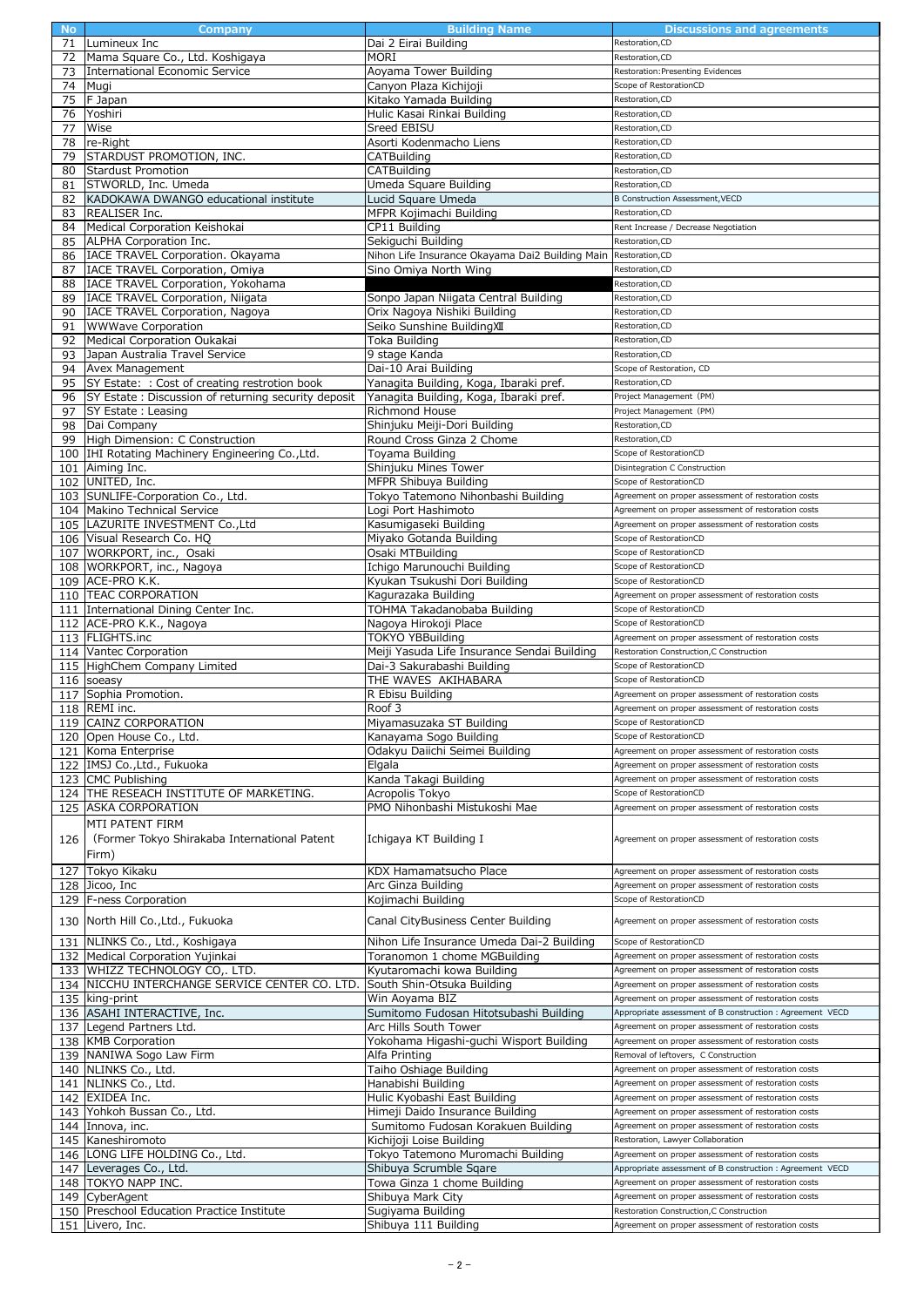| No | Company | Building Name | Discussions and agreements |
|---|---|---|---|
| 71 | Lumineux Inc | Dai 2 Eirai Building | Restoration,CD |
| 72 | Mama Square Co., Ltd. Koshigaya | MORI | Restoration,CD |
| 73 | International Economic Service | Aoyama Tower Building | Restoration:Presenting Evidences |
| 74 | Mugi | Canyon Plaza Kichijoji | Scope of RestorationCD |
| 75 | F Japan | Kitako Yamada Building | Restoration,CD |
| 76 | Yoshiri | Hulic Kasai Rinkai Building | Restoration,CD |
| 77 | Wise | Sreed EBISU | Restoration,CD |
| 78 | re-Right | Asorti Kodenmacho Liens | Restoration,CD |
| 79 | STARDUST PROMOTION, INC. | CATBuilding | Restoration,CD |
| 80 | Stardust Promotion | CATBuilding | Restoration,CD |
| 81 | STWORLD, Inc. Umeda | Umeda Square Building | Restoration,CD |
| 82 | KADOKAWA DWANGO educational institute | Lucid Square Umeda | B Construction Assessment,VECD |
| 83 | REALISER Inc. | MFPR Kojimachi Building | Restoration,CD |
| 84 | Medical Corporation Keishokai | CP11 Building | Rent Increase / Decrease Negotiation |
| 85 | ALPHA Corporation Inc. | Sekiguchi Building | Restoration,CD |
| 86 | IACE TRAVEL Corporation. Okayama | Nihon Life Insurance Okayama Dai2 Building Main | Restoration,CD |
| 87 | IACE TRAVEL Corporation, Omiya | Sino Omiya North Wing | Restoration,CD |
| 88 | IACE TRAVEL Corporation, Yokohama | | Restoration,CD |
| 89 | IACE TRAVEL Corporation, Niigata | Sonpo Japan Niigata Central Building | Restoration,CD |
| 90 | IACE TRAVEL Corporation, Nagoya | Orix Nagoya Nishiki Building | Restoration,CD |
| 91 | WWWave Corporation | Seiko Sunshine BuildingⅫ | Restoration,CD |
| 92 | Medical Corporation Oukakai | Toka Building | Restoration,CD |
| 93 | Japan Australia Travel Service | 9 stage Kanda | Restoration,CD |
| 94 | Avex Management | Dai-10 Arai Building | Scope of Restoration, CD |
| 95 | SY Estate: : Cost of creating restrotion book | Yanagita Building, Koga, Ibaraki pref. | Restoration,CD |
| 96 | SY Estate : Discussion of returning security deposit | Yanagita Building, Koga, Ibaraki pref. | Project Management (PM) |
| 97 | SY Estate : Leasing | Richmond House | Project Management (PM) |
| 98 | Dai Company | Shinjuku Meiji-Dori Building | Restoration,CD |
| 99 | High Dimension: C Construction | Round Cross Ginza 2 Chome | Restoration,CD |
| 100 | IHI Rotating Machinery Engineering Co.,Ltd. | Toyama Building | Scope of RestorationCD |
| 101 | Aiming Inc. | Shinjuku Mines Tower | Disintegration C Construction |
| 102 | UNITED, Inc. | MFPR Shibuya Building | Scope of RestorationCD |
| 103 | SUNLIFE-Corporation Co., Ltd. | Tokyo Tatemono Nihonbashi Building | Agreement on proper assessment of restoration costs |
| 104 | Makino Technical Service | Logi Port Hashimoto | Agreement on proper assessment of restoration costs |
| 105 | LAZURITE INVESTMENT Co.,Ltd | Kasumigaseki Building | Agreement on proper assessment of restoration costs |
| 106 | Visual Research Co. HQ | Miyako Gotanda Building | Scope of RestorationCD |
| 107 | WORKPORT, inc., Osaki | Osaki MTBuilding | Scope of RestorationCD |
| 108 | WORKPORT, inc., Nagoya | Ichigo Marunouchi Building | Scope of RestorationCD |
| 109 | ACE-PRO K.K. | Kyukan Tsukushi Dori Building | Scope of RestorationCD |
| 110 | TEAC CORPORATION | Kagurazaka Building | Agreement on proper assessment of restoration costs |
| 111 | International Dining Center Inc. | TOHMA Takadanobaba Building | Scope of RestorationCD |
| 112 | ACE-PRO K.K., Nagoya | Nagoya Hirokoji Place | Scope of RestorationCD |
| 113 | FLIGHTS.inc | TOKYO YBBuilding | Agreement on proper assessment of restoration costs |
| 114 | Vantec Corporation | Meiji Yasuda Life Insurance Sendai Building | Restoration Construction,C Construction |
| 115 | HighChem Company Limited | Dai-3 Sakurabashi Building | Scope of RestorationCD |
| 116 | soeasy | THE WAVES AKIHABARA | Scope of RestorationCD |
| 117 | Sophia Promotion. | R Ebisu Building | Agreement on proper assessment of restoration costs |
| 118 | REMI inc. | Roof 3 | Agreement on proper assessment of restoration costs |
| 119 | CAINZ CORPORATION | Miyamasuzaka ST Building | Scope of RestorationCD |
| 120 | Open House Co., Ltd. | Kanayama Sogo Building | Scope of RestorationCD |
| 121 | Koma Enterprise | Odakyu Daiichi Seimei Building | Agreement on proper assessment of restoration costs |
| 122 | IMSJ Co.,Ltd., Fukuoka | Elgala | Agreement on proper assessment of restoration costs |
| 123 | CMC Publishing | Kanda Takagi Building | Agreement on proper assessment of restoration costs |
| 124 | THE RESEACH INSTITUTE OF MARKETING. | Acropolis Tokyo | Scope of RestorationCD |
| 125 | ASKA CORPORATION | PMO Nihonbashi Mistukoshi Mae | Agreement on proper assessment of restoration costs |
| 126 | MTI PATENT FIRM (Former Tokyo Shirakaba International Patent Firm) | Ichigaya KT Building I | Agreement on proper assessment of restoration costs |
| 127 | Tokyo Kikaku | KDX Hamamatsucho Place | Agreement on proper assessment of restoration costs |
| 128 | Jicoo, Inc | Arc Ginza Building | Agreement on proper assessment of restoration costs |
| 129 | F-ness Corporation | Kojimachi Building | Scope of RestorationCD |
| 130 | North Hill Co.,Ltd., Fukuoka | Canal CityBusiness Center Building | Agreement on proper assessment of restoration costs |
| 131 | NLINKS Co., Ltd., Koshigaya | Nihon Life Insurance Umeda Dai-2 Building | Scope of RestorationCD |
| 132 | Medical Corporation Yujinkai | Toranomon 1 chome MGBuilding | Agreement on proper assessment of restoration costs |
| 133 | WHIZZ TECHNOLOGY CO,. LTD. | Kyutaromachi kowa Building | Agreement on proper assessment of restoration costs |
| 134 | NICCHU INTERCHANGE SERVICE CENTER CO. LTD. | South Shin-Otsuka Building | Agreement on proper assessment of restoration costs |
| 135 | king-print | Win Aoyama BIZ | Agreement on proper assessment of restoration costs |
| 136 | ASAHI INTERACTIVE, Inc. | Sumitomo Fudosan Hitotsubashi Building | Appropriate assessment of B construction : Agreement VECD |
| 137 | Legend Partners Ltd. | Arc Hills South Tower | Agreement on proper assessment of restoration costs |
| 138 | KMB Corporation | Yokohama Higashi-guchi Wisport Building | Agreement on proper assessment of restoration costs |
| 139 | NANIWA Sogo Law Firm | Alfa Printing | Removal of leftovers, C Construction |
| 140 | NLINKS Co., Ltd. | Taiho Oshiage Building | Agreement on proper assessment of restoration costs |
| 141 | NLINKS Co., Ltd. | Hanabishi Building | Agreement on proper assessment of restoration costs |
| 142 | EXIDEA Inc. | Hulic Kyobashi East Building | Agreement on proper assessment of restoration costs |
| 143 | Yohkoh Bussan Co., Ltd. | Himeji Daido Insurance Building | Agreement on proper assessment of restoration costs |
| 144 | Innova, inc. | Sumitomo Fudosan Korakuen Building | Agreement on proper assessment of restoration costs |
| 145 | Kaneshiromoto | Kichijoji Loise Building | Restoration, Lawyer Collaboration |
| 146 | LONG LIFE HOLDING Co., Ltd. | Tokyo Tatemono Muromachi Building | Agreement on proper assessment of restoration costs |
| 147 | Leverages Co., Ltd. | Shibuya Scrumble Sqare | Appropriate assessment of B construction : Agreement VECD |
| 148 | TOKYO NAPP INC. | Towa Ginza 1 chome Building | Agreement on proper assessment of restoration costs |
| 149 | CyberAgent | Shibuya Mark City | Agreement on proper assessment of restoration costs |
| 150 | Preschool Education Practice Institute | Sugiyama Building | Restoration Construction,C Construction |
| 151 | Livero, Inc. | Shibuya 111 Building | Agreement on proper assessment of restoration costs |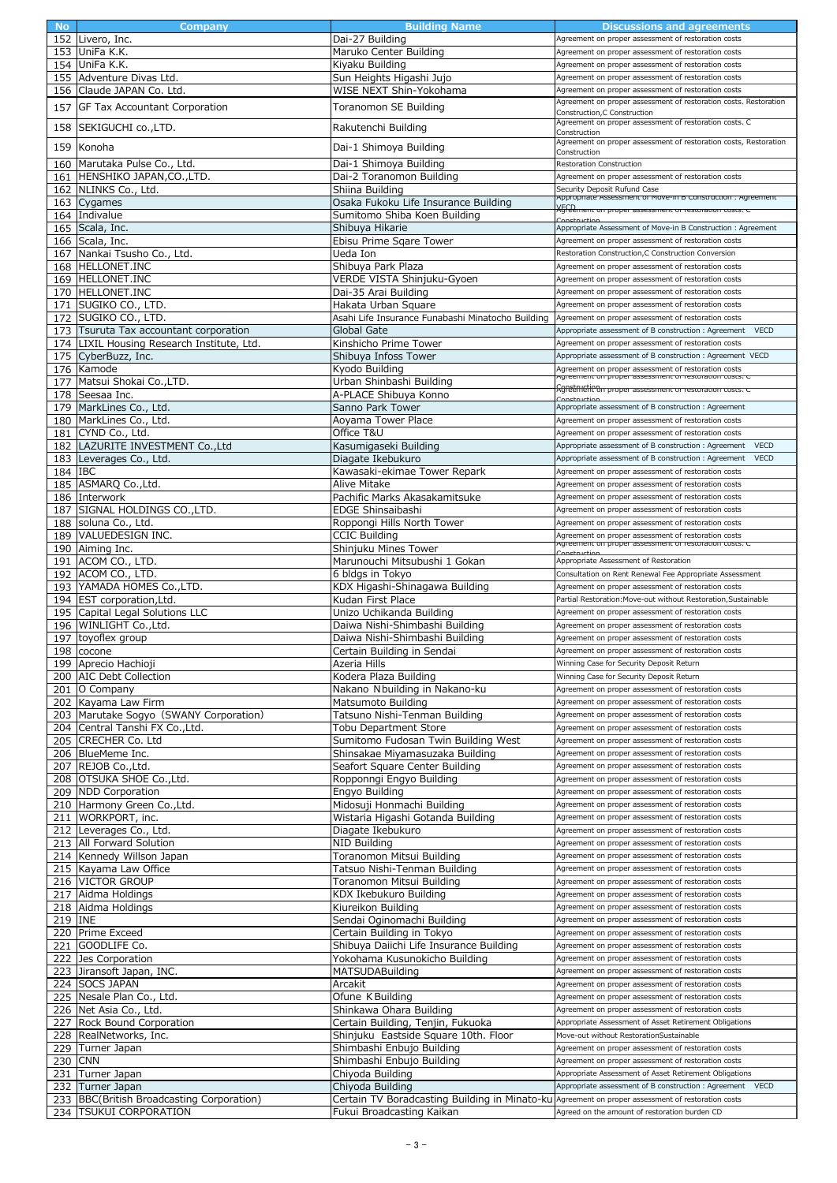| No | Company | Building Name | Discussions and agreements |
| --- | --- | --- | --- |
| 152 | Livero, Inc. | Dai-27 Building | Agreement on proper assessment of restoration costs |
| 153 | UniFa K.K. | Maruko Center Building | Agreement on proper assessment of restoration costs |
| 154 | UniFa K.K. | Kiyaku Building | Agreement on proper assessment of restoration costs |
| 155 | Adventure Divas Ltd. | Sun Heights Higashi Jujo | Agreement on proper assessment of restoration costs |
| 156 | Claude JAPAN Co. Ltd. | WISE NEXT Shin-Yokohama | Agreement on proper assessment of restoration costs |
| 157 | GF Tax Accountant Corporation | Toranomon SE Building | Agreement on proper assessment of restoration costs. Restoration Construction,C Construction |
| 158 | SEKIGUCHI co.,LTD. | Rakutenchi Building | Agreement on proper assessment of restoration costs. C Construction |
| 159 | Konoha | Dai-1 Shimoya Building | Agreement on proper assessment of restoration costs, Restoration Construction |
| 160 | Marutaka Pulse Co., Ltd. | Dai-1 Shimoya Building | Restoration Construction |
| 161 | HENSHIKO JAPAN,CO.,LTD. | Dai-2 Toranomon Building | Agreement on proper assessment of restoration costs |
| 162 | NLINKS Co., Ltd. | Shiina Building | Security Deposit Rufund Case |
| 163 | Cygames | Osaka Fukoku Life Insurance Building | Appropriate Assessment of Move-in B Construction : Agreement VECD |
| 164 | Indivalue | Sumitomo Shiba Koen Building | Agreement on proper assessment of restoration costs. C Construction |
| 165 | Scala, Inc. | Shibuya Hikarie | Appropriate Assessment of Move-in B Construction : Agreement |
| 166 | Scala, Inc. | Ebisu Prime Sqare Tower | Agreement on proper assessment of restoration costs |
| 167 | Nankai Tsusho Co., Ltd. | Ueda Ion | Restoration Construction,C Construction Conversion |
| 168 | HELLONET.INC | Shibuya Park Plaza | Agreement on proper assessment of restoration costs |
| 169 | HELLONET.INC | VERDE VISTA Shinjuku-Gyoen | Agreement on proper assessment of restoration costs |
| 170 | HELLONET.INC | Dai-35 Arai Building | Agreement on proper assessment of restoration costs |
| 171 | SUGIKO CO., LTD. | Hakata Urban Square | Agreement on proper assessment of restoration costs |
| 172 | SUGIKO CO., LTD. | Asahi Life Insurance Funabashi Minatocho Building | Agreement on proper assessment of restoration costs |
| 173 | Tsuruta Tax accountant corporation | Global Gate | Appropriate assessment of B construction : Agreement VECD |
| 174 | LIXIL Housing Research Institute, Ltd. | Kinshicho Prime Tower | Agreement on proper assessment of restoration costs |
| 175 | CyberBuzz, Inc. | Shibuya Infoss Tower | Appropriate assessment of B construction : Agreement VECD |
| 176 | Kamode | Kyodo Building | Agreement on proper assessment of restoration costs |
| 177 | Matsui Shokai Co.,LTD. | Urban Shinbashi Building | Agreement on proper assessment of restoration costs. C Construction |
| 178 | Seesaa Inc. | A-PLACE Shibuya Konno | Agreement on proper assessment of restoration costs. C Construction |
| 179 | MarkLines Co., Ltd. | Sanno Park Tower | Appropriate assessment of B construction : Agreement |
| 180 | MarkLines Co., Ltd. | Aoyama Tower Place | Agreement on proper assessment of restoration costs |
| 181 | CYND Co., Ltd. | Office T&U | Agreement on proper assessment of restoration costs |
| 182 | LAZURITE INVESTMENT Co.,Ltd | Kasumigaseki Building | Appropriate assessment of B construction : Agreement VECD |
| 183 | Leverages Co., Ltd. | Diagate Ikebukuro | Appropriate assessment of B construction : Agreement VECD |
| 184 | IBC | Kawasaki-ekimae Tower Repark | Agreement on proper assessment of restoration costs |
| 185 | ASMARQ Co.,Ltd. | Alive Mitake | Agreement on proper assessment of restoration costs |
| 186 | Interwork | Pachific Marks Akasakamitsuke | Agreement on proper assessment of restoration costs |
| 187 | SIGNAL HOLDINGS CO.,LTD. | EDGE Shinsaibashi | Agreement on proper assessment of restoration costs |
| 188 | soluna Co., Ltd. | Roppongi Hills North Tower | Agreement on proper assessment of restoration costs |
| 189 | VALUEDESIGN INC. | CCIC Building | Agreement on proper assessment of restoration costs |
| 190 | Aiming Inc. | Shinjuku Mines Tower | Agreement on proper assessment of restoration costs. C Construction |
| 191 | ACOM CO., LTD. | Marunouchi Mitsubishi 1 Gokan | Appropriate Assessment of Restoration |
| 192 | ACOM CO., LTD. | 6 bldgs in Tokyo | Consultation on Rent Renewal Fee Appropriate Assessment |
| 193 | YAMADA HOMES Co.,LTD. | KDX Higashi-Shinagawa Building | Agreement on proper assessment of restoration costs |
| 194 | EST corporation,Ltd. | Kudan First Place | Partial Restoration:Move-out without Restoration,Sustainable |
| 195 | Capital Legal Solutions LLC | Unizo Uchikanda Building | Agreement on proper assessment of restoration costs |
| 196 | WINLIGHT Co.,Ltd. | Daiwa Nishi-Shimbashi Building | Agreement on proper assessment of restoration costs |
| 197 | toyoflex group | Daiwa Nishi-Shimbashi Building | Agreement on proper assessment of restoration costs |
| 198 | cocone | Certain Building in Sendai | Agreement on proper assessment of restoration costs |
| 199 | Aprecio Hachioji | Azeria Hills | Winning Case for Security Deposit Return |
| 200 | AIC Debt Collection | Kodera Plaza Building | Winning Case for Security Deposit Return |
| 201 | O Company | Nakano Nbuilding in Nakano-ku | Agreement on proper assessment of restoration costs |
| 202 | Kayama Law Firm | Matsumoto Building | Agreement on proper assessment of restoration costs |
| 203 | Marutake Sogyo（SWANY Corporation) | Tatsuno Nishi-Tenman Building | Agreement on proper assessment of restoration costs |
| 204 | Central Tanshi FX Co.,Ltd. | Tobu Department Store | Agreement on proper assessment of restoration costs |
| 205 | CRECHER Co. Ltd | Sumitomo Fudosan Twin Building West | Agreement on proper assessment of restoration costs |
| 206 | BlueMeme Inc. | Shinsakae Miyamasuzaka Building | Agreement on proper assessment of restoration costs |
| 207 | REJOB Co.,Ltd. | Seafort Square Center Building | Agreement on proper assessment of restoration costs |
| 208 | OTSUKA SHOE Co.,Ltd. | Ropponngi Engyo Building | Agreement on proper assessment of restoration costs |
| 209 | NDD Corporation | Engyo Building | Agreement on proper assessment of restoration costs |
| 210 | Harmony Green Co.,Ltd. | Midosuji Honmachi Building | Agreement on proper assessment of restoration costs |
| 211 | WORKPORT, inc. | Wistaria Higashi Gotanda Building | Agreement on proper assessment of restoration costs |
| 212 | Leverages Co., Ltd. | Diagate Ikebukuro | Agreement on proper assessment of restoration costs |
| 213 | All Forward Solution | NID Building | Agreement on proper assessment of restoration costs |
| 214 | Kennedy Willson Japan | Toranomon Mitsui Building | Agreement on proper assessment of restoration costs |
| 215 | Kayama Law Office | Tatsuo Nishi-Tenman Building | Agreement on proper assessment of restoration costs |
| 216 | VICTOR GROUP | Toranomon Mitsui Building | Agreement on proper assessment of restoration costs |
| 217 | Aidma Holdings | KDX Ikebukuro Building | Agreement on proper assessment of restoration costs |
| 218 | Aidma Holdings | Kiureikon Building | Agreement on proper assessment of restoration costs |
| 219 | INE | Sendai Oginomachi Building | Agreement on proper assessment of restoration costs |
| 220 | Prime Exceed | Certain Building in Tokyo | Agreement on proper assessment of restoration costs |
| 221 | GOODLIFE Co. | Shibuya Daiichi Life Insurance Building | Agreement on proper assessment of restoration costs |
| 222 | Jes Corporation | Yokohama Kusunokicho Building | Agreement on proper assessment of restoration costs |
| 223 | Jiransoft Japan, INC. | MATSUDABuilding | Agreement on proper assessment of restoration costs |
| 224 | SOCS JAPAN | Arcakit | Agreement on proper assessment of restoration costs |
| 225 | Nesale Plan Co., Ltd. | Ofune KBuilding | Agreement on proper assessment of restoration costs |
| 226 | Net Asia Co., Ltd. | Shinkawa Ohara Building | Agreement on proper assessment of restoration costs |
| 227 | Rock Bound Corporation | Certain Building, Tenjin, Fukuoka | Appropriate Assessment of Asset Retirement Obligations |
| 228 | RealNetworks, Inc. | Shinjuku Eastside Square 10th. Floor | Move-out without RestorationSustainable |
| 229 | Turner Japan | Shimbashi Enbujo Building | Agreement on proper assessment of restoration costs |
| 230 | CNN | Shimbashi Enbujo Building | Agreement on proper assessment of restoration costs |
| 231 | Turner Japan | Chiyoda Building | Appropriate Assessment of Asset Retirement Obligations |
| 232 | Turner Japan | Chiyoda Building | Appropriate assessment of B construction : Agreement VECD |
| 233 | BBC(British Broadcasting Corporation) | Certain TV Boradcasting Building in Minato-ku | Agreement on proper assessment of restoration costs |
| 234 | TSUKUI CORPORATION | Fukui Broadcasting Kaikan | Agreed on the amount of restoration burden CD |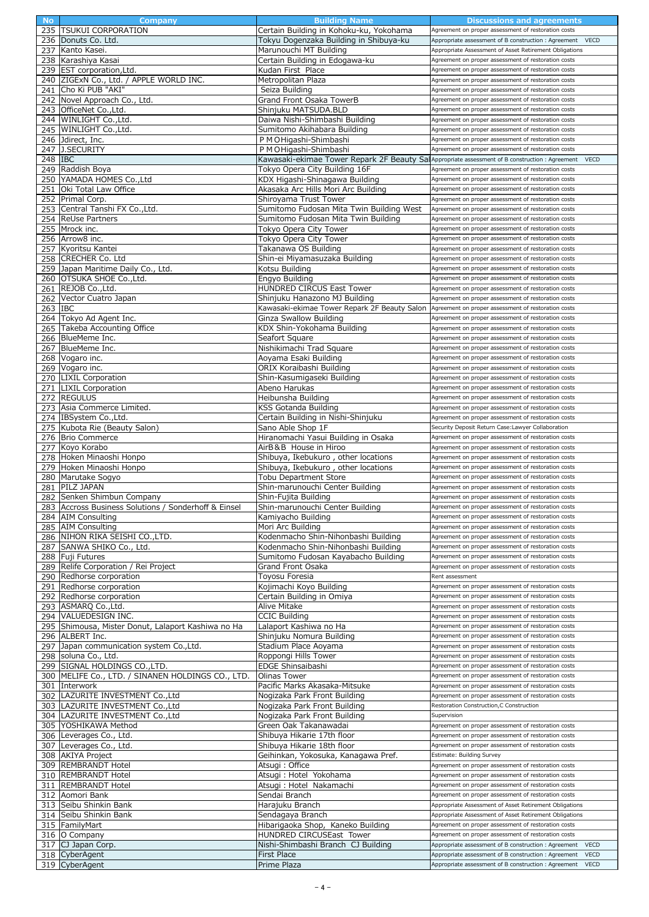| No | Company | Building Name | Discussions and agreements |
|---|---|---|---|
| 235 | TSUKUI CORPORATION | Certain Building in Kohoku-ku, Yokohama | Agreement on proper assessment of restoration costs |
| 236 | Donuts Co. Ltd. | Tokyu Dogenzaka Building in Shibuya-ku | Appropriate assessment of B construction : Agreement VECD |
| 237 | Kanto Kasei. | Marunouchi MT Building | Appropriate Assessment of Asset Retirement Obligations |
| 238 | Karashiya Kasai | Certain Building in Edogawa-ku | Agreement on proper assessment of restoration costs |
| 239 | EST corporation,Ltd. | Kudan First Place | Agreement on proper assessment of restoration costs |
| 240 | ZIGExN Co., Ltd. / APPLE WORLD INC. | Metropolitan Plaza | Agreement on proper assessment of restoration costs |
| 241 | Cho Ki PUB "AKI" | Seiza Building | Agreement on proper assessment of restoration costs |
| 242 | Novel Approach Co., Ltd. | Grand Front Osaka TowerB | Agreement on proper assessment of restoration costs |
| 243 | OfficeNet Co.,Ltd. | Shinjuku MATSUDA.BLD | Agreement on proper assessment of restoration costs |
| 244 | WINLIGHT Co.,Ltd. | Daiwa Nishi-Shimbashi Building | Agreement on proper assessment of restoration costs |
| 245 | WINLIGHT Co.,Ltd. | Sumitomo Akihabara Building | Agreement on proper assessment of restoration costs |
| 246 | Jdirect, Inc. | P M O Higashi-Shimbashi | Agreement on proper assessment of restoration costs |
| 247 | J.SECURITY | P M O Higashi-Shimbashi | Agreement on proper assessment of restoration costs |
| 248 | IBC | Kawasaki-ekimae Tower Repark 2F Beauty Sal | Appropriate assessment of B construction : Agreement VECD |
| 249 | Raddish Boya | Tokyo Opera City Building 16F | Agreement on proper assessment of restoration costs |
| 250 | YAMADA HOMES Co.,Ltd | KDX Higashi-Shinagawa Building | Agreement on proper assessment of restoration costs |
| 251 | Oki Total Law Office | Akasaka Arc Hills Mori Arc Building | Agreement on proper assessment of restoration costs |
| 252 | Primal Corp. | Shiroyama Trust Tower | Agreement on proper assessment of restoration costs |
| 253 | Central Tanshi FX Co.,Ltd. | Sumitomo Fudosan Mita Twin Building West | Agreement on proper assessment of restoration costs |
| 254 | ReUse Partners | Sumitomo Fudosan Mita Twin Building | Agreement on proper assessment of restoration costs |
| 255 | Mrock inc. | Tokyo Opera City Tower | Agreement on proper assessment of restoration costs |
| 256 | Arrow8 inc. | Tokyo Opera City Tower | Agreement on proper assessment of restoration costs |
| 257 | Kyoritsu Kantei | Takanawa OS Building | Agreement on proper assessment of restoration costs |
| 258 | CRECHER Co. Ltd | Shin-ei Miyamasuzaka Building | Agreement on proper assessment of restoration costs |
| 259 | Japan Maritime Daily Co., Ltd. | Kotsu Building | Agreement on proper assessment of restoration costs |
| 260 | OTSUKA SHOE Co.,Ltd. | Engyo Building | Agreement on proper assessment of restoration costs |
| 261 | REJOB Co.,Ltd. | HUNDRED CIRCUS East Tower | Agreement on proper assessment of restoration costs |
| 262 | Vector Cuatro Japan | Shinjuku Hanazono MJ Building | Agreement on proper assessment of restoration costs |
| 263 | IBC | Kawasaki-ekimae Tower Repark 2F Beauty Salon | Agreement on proper assessment of restoration costs |
| 264 | Tokyo Ad Agent Inc. | Ginza Swallow Building | Agreement on proper assessment of restoration costs |
| 265 | Takeba Accounting Office | KDX Shin-Yokohama Building | Agreement on proper assessment of restoration costs |
| 266 | BlueMeme Inc. | Seafort Square | Agreement on proper assessment of restoration costs |
| 267 | BlueMeme Inc. | Nishikimachi Trad Square | Agreement on proper assessment of restoration costs |
| 268 | Vogaro inc. | Aoyama Esaki Building | Agreement on proper assessment of restoration costs |
| 269 | Vogaro inc. | ORIX Koraibashi Building | Agreement on proper assessment of restoration costs |
| 270 | LIXIL Corporation | Shin-Kasumigaseki Building | Agreement on proper assessment of restoration costs |
| 271 | LIXIL Corporation | Abeno Harukas | Agreement on proper assessment of restoration costs |
| 272 | REGULUS | Heibunsha Building | Agreement on proper assessment of restoration costs |
| 273 | Asia Commerce Limited. | KSS Gotanda Building | Agreement on proper assessment of restoration costs |
| 274 | IBSystem Co.,Ltd. | Certain Building in Nishi-Shinjuku | Agreement on proper assessment of restoration costs |
| 275 | Kubota Rie (Beauty Salon) | Sano Able Shop 1F | Security Deposit Return Case:Lawyer Collaboration |
| 276 | Brio Commerce | Hiranomachi Yasui Building in Osaka | Agreement on proper assessment of restoration costs |
| 277 | Koyo Korabo | AirB&B House in Hiroo | Agreement on proper assessment of restoration costs |
| 278 | Hoken Minaoshi Honpo | Shibuya, Ikebukuro , other locations | Agreement on proper assessment of restoration costs |
| 279 | Hoken Minaoshi Honpo | Shibuya, Ikebukuro , other locations | Agreement on proper assessment of restoration costs |
| 280 | Marutake Sogyo | Tobu Department Store | Agreement on proper assessment of restoration costs |
| 281 | PILZ JAPAN | Shin-marunouchi Center Building | Agreement on proper assessment of restoration costs |
| 282 | Senken Shimbun Company | Shin-Fujita Building | Agreement on proper assessment of restoration costs |
| 283 | Accross Business Solutions / Sonderhoff & Einsel | Shin-marunouchi Center Building | Agreement on proper assessment of restoration costs |
| 284 | AIM Consulting | Kamiyacho Building | Agreement on proper assessment of restoration costs |
| 285 | AIM Consulting | Mori Arc Building | Agreement on proper assessment of restoration costs |
| 286 | NIHON RIKA SEISHI CO.,LTD. | Kodenmacho Shin-Nihonbashi Building | Agreement on proper assessment of restoration costs |
| 287 | SANWA SHIKO Co., Ltd. | Kodenmacho Shin-Nihonbashi Building | Agreement on proper assessment of restoration costs |
| 288 | Fuji Futures | Sumitomo Fudosan Kayabacho Building | Agreement on proper assessment of restoration costs |
| 289 | Relife Corporation / Rei Project | Grand Front Osaka | Agreement on proper assessment of restoration costs |
| 290 | Redhorse corporation | Toyosu Foresia | Rent assessment |
| 291 | Redhorse corporation | Kojimachi Koyo Building | Agreement on proper assessment of restoration costs |
| 292 | Redhorse corporation | Certain Building in Omiya | Agreement on proper assessment of restoration costs |
| 293 | ASMARQ Co.,Ltd. | Alive Mitake | Agreement on proper assessment of restoration costs |
| 294 | VALUEDESIGN INC. | CCIC Building | Agreement on proper assessment of restoration costs |
| 295 | Shimousa, Mister Donut, Lalaport Kashiwa no Ha | Lalaport Kashiwa no Ha | Agreement on proper assessment of restoration costs |
| 296 | ALBERT Inc. | Shinjuku Nomura Building | Agreement on proper assessment of restoration costs |
| 297 | Japan communication system Co.,Ltd. | Stadium Place Aoyama | Agreement on proper assessment of restoration costs |
| 298 | soluna Co., Ltd. | Roppongi Hills Tower | Agreement on proper assessment of restoration costs |
| 299 | SIGNAL HOLDINGS CO.,LTD. | EDGE Shinsaibashi | Agreement on proper assessment of restoration costs |
| 300 | MELIFE Co., LTD. / SINANEN HOLDINGS CO., LTD. | Olinas Tower | Agreement on proper assessment of restoration costs |
| 301 | Interwork | Pacific Marks Akasaka-Mitsuke | Agreement on proper assessment of restoration costs |
| 302 | LAZURITE INVESTMENT Co.,Ltd | Nogizaka Park Front Building | Agreement on proper assessment of restoration costs |
| 303 | LAZURITE INVESTMENT Co.,Ltd | Nogizaka Park Front Building | Restoration Construction,C Construction |
| 304 | LAZURITE INVESTMENT Co.,Ltd | Nogizaka Park Front Building | Supervision |
| 305 | YOSHIKAWA Method | Green Oak Takanawadai | Agreement on proper assessment of restoration costs |
| 306 | Leverages Co., Ltd. | Shibuya Hikarie 17th floor | Agreement on proper assessment of restoration costs |
| 307 | Leverages Co., Ltd. | Shibuya Hikarie 18th floor | Agreement on proper assessment of restoration costs |
| 308 | AKIYA Project | Geihinkan, Yokosuka, Kanagawa Pref. | Estimate: Building Survey |
| 309 | REMBRANDT Hotel | Atsugi : Office | Agreement on proper assessment of restoration costs |
| 310 | REMBRANDT Hotel | Atsugi : Hotel Yokohama | Agreement on proper assessment of restoration costs |
| 311 | REMBRANDT Hotel | Atsugi : Hotel Nakamachi | Agreement on proper assessment of restoration costs |
| 312 | Aomori Bank | Sendai Branch | Agreement on proper assessment of restoration costs |
| 313 | Seibu Shinkin Bank | Harajuku Branch | Appropriate Assessment of Asset Retirement Obligations |
| 314 | Seibu Shinkin Bank | Sendagaya Branch | Appropriate Assessment of Asset Retirement Obligations |
| 315 | FamilyMart | Hibarigaoka Shop, Kaneko Building | Agreement on proper assessment of restoration costs |
| 316 | O Company | HUNDRED CIRCUSEast Tower | Agreement on proper assessment of restoration costs |
| 317 | CJ Japan Corp. | Nishi-Shimbashi Branch CJ Building | Appropriate assessment of B construction : Agreement VECD |
| 318 | CyberAgent | First Place | Appropriate assessment of B construction : Agreement VECD |
| 319 | CyberAgent | Prime Plaza | Appropriate assessment of B construction : Agreement VECD |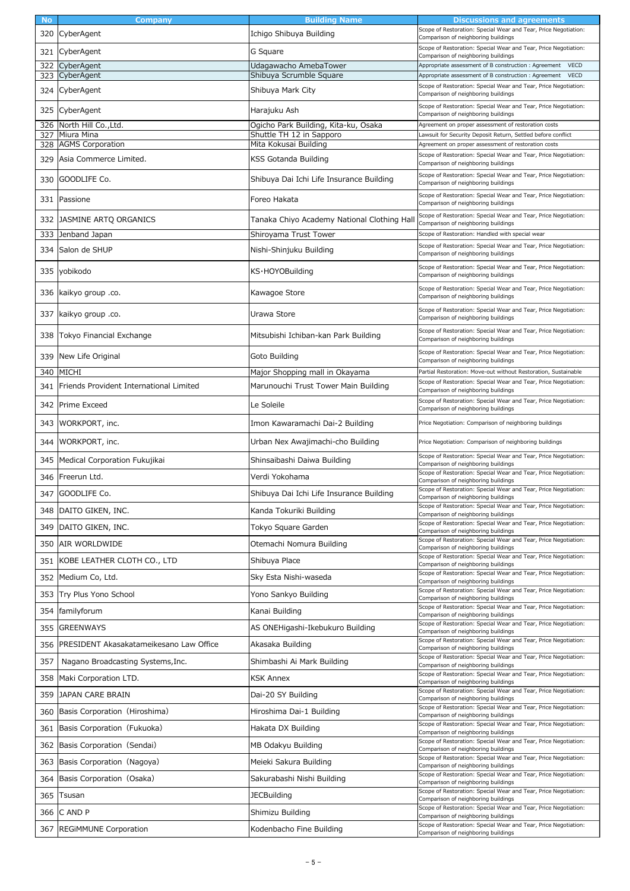| No | Company | Building Name | Discussions and agreements |
| --- | --- | --- | --- |
| 320 | CyberAgent | Ichigo Shibuya Building | Scope of Restoration: Special Wear and Tear, Price Negotiation: Comparison of neighboring buildings |
| 321 | CyberAgent | G Square | Scope of Restoration: Special Wear and Tear, Price Negotiation: Comparison of neighboring buildings |
| 322 | CyberAgent | Udagawacho AmebaTower | Appropriate assessment of B construction : Agreement VECD |
| 323 | CyberAgent | Shibuya Scrumble Square | Appropriate assessment of B construction : Agreement VECD |
| 324 | CyberAgent | Shibuya Mark City | Scope of Restoration: Special Wear and Tear, Price Negotiation: Comparison of neighboring buildings |
| 325 | CyberAgent | Harajuku Ash | Scope of Restoration: Special Wear and Tear, Price Negotiation: Comparison of neighboring buildings |
| 326 | North Hill Co.,Ltd. | Ogicho Park Building, Kita-ku, Osaka | Agreement on proper assessment of restoration costs |
| 327 | Miura Mina | Shuttle TH 12 in Sapporo | Lawsuit for Security Deposit Return, Settled before conflict |
| 328 | AGMS Corporation | Mita Kokusai Building | Agreement on proper assessment of restoration costs |
| 329 | Asia Commerce Limited. | KSS Gotanda Building | Scope of Restoration: Special Wear and Tear, Price Negotiation: Comparison of neighboring buildings |
| 330 | GOODLIFE Co. | Shibuya Dai Ichi Life Insurance Building | Scope of Restoration: Special Wear and Tear, Price Negotiation: Comparison of neighboring buildings |
| 331 | Passione | Foreo Hakata | Scope of Restoration: Special Wear and Tear, Price Negotiation: Comparison of neighboring buildings |
| 332 | JASMINE ARTQ ORGANICS | Tanaka Chiyo Academy National Clothing Hall | Scope of Restoration: Special Wear and Tear, Price Negotiation: Comparison of neighboring buildings |
| 333 | Jenband Japan | Shiroyama Trust Tower | Scope of Restoration: Handled with special wear |
| 334 | Salon de SHUP | Nishi-Shinjuku Building | Scope of Restoration: Special Wear and Tear, Price Negotiation: Comparison of neighboring buildings |
| 335 | yobikodo | KS・HOYOBuilding | Scope of Restoration: Special Wear and Tear, Price Negotiation: Comparison of neighboring buildings |
| 336 | kaikyo group .co. | Kawagoe Store | Scope of Restoration: Special Wear and Tear, Price Negotiation: Comparison of neighboring buildings |
| 337 | kaikyo group .co. | Urawa Store | Scope of Restoration: Special Wear and Tear, Price Negotiation: Comparison of neighboring buildings |
| 338 | Tokyo Financial Exchange | Mitsubishi Ichiban-kan Park Building | Scope of Restoration: Special Wear and Tear, Price Negotiation: Comparison of neighboring buildings |
| 339 | New Life Original | Goto Building | Scope of Restoration: Special Wear and Tear, Price Negotiation: Comparison of neighboring buildings |
| 340 | MICHI | Major Shopping mall in Okayama | Partial Restoration: Move-out without Restoration, Sustainable |
| 341 | Friends Provident International Limited | Marunouchi Trust Tower Main Building | Scope of Restoration: Special Wear and Tear, Price Negotiation: Comparison of neighboring buildings |
| 342 | Prime Exceed | Le Soleile | Scope of Restoration: Special Wear and Tear, Price Negotiation: Comparison of neighboring buildings |
| 343 | WORKPORT, inc. | Imon Kawaramachi Dai-2 Building | Price Negotiation: Comparison of neighboring buildings |
| 344 | WORKPORT, inc. | Urban Nex Awajimachi-cho Building | Price Negotiation: Comparison of neighboring buildings |
| 345 | Medical Corporation Fukujikai | Shinsaibashi Daiwa Building | Scope of Restoration: Special Wear and Tear, Price Negotiation: Comparison of neighboring buildings |
| 346 | Freerun Ltd. | Verdi Yokohama | Scope of Restoration: Special Wear and Tear, Price Negotiation: Comparison of neighboring buildings |
| 347 | GOODLIFE Co. | Shibuya Dai Ichi Life Insurance Building | Scope of Restoration: Special Wear and Tear, Price Negotiation: Comparison of neighboring buildings |
| 348 | DAITO GIKEN, INC. | Kanda Tokuriki Building | Scope of Restoration: Special Wear and Tear, Price Negotiation: Comparison of neighboring buildings |
| 349 | DAITO GIKEN, INC. | Tokyo Square Garden | Scope of Restoration: Special Wear and Tear, Price Negotiation: Comparison of neighboring buildings |
| 350 | AIR WORLDWIDE | Otemachi Nomura Building | Scope of Restoration: Special Wear and Tear, Price Negotiation: Comparison of neighboring buildings |
| 351 | KOBE LEATHER CLOTH CO., LTD | Shibuya Place | Scope of Restoration: Special Wear and Tear, Price Negotiation: Comparison of neighboring buildings |
| 352 | Medium Co, Ltd. | Sky Esta Nishi-waseda | Scope of Restoration: Special Wear and Tear, Price Negotiation: Comparison of neighboring buildings |
| 353 | Try Plus Yono School | Yono Sankyo Building | Scope of Restoration: Special Wear and Tear, Price Negotiation: Comparison of neighboring buildings |
| 354 | familyforum | Kanai Building | Scope of Restoration: Special Wear and Tear, Price Negotiation: Comparison of neighboring buildings |
| 355 | GREENWAYS | AS ONEHigashi-Ikebukuro Building | Scope of Restoration: Special Wear and Tear, Price Negotiation: Comparison of neighboring buildings |
| 356 | PRESIDENT Akasakatameikesano Law Office | Akasaka Building | Scope of Restoration: Special Wear and Tear, Price Negotiation: Comparison of neighboring buildings |
| 357 | Nagano Broadcasting Systems,Inc. | Shimbashi Ai Mark Building | Scope of Restoration: Special Wear and Tear, Price Negotiation: Comparison of neighboring buildings |
| 358 | Maki Corporation LTD. | KSK Annex | Scope of Restoration: Special Wear and Tear, Price Negotiation: Comparison of neighboring buildings |
| 359 | JAPAN CARE BRAIN | Dai-20 SY Building | Scope of Restoration: Special Wear and Tear, Price Negotiation: Comparison of neighboring buildings |
| 360 | Basis Corporation（Hiroshima） | Hiroshima Dai-1 Building | Scope of Restoration: Special Wear and Tear, Price Negotiation: Comparison of neighboring buildings |
| 361 | Basis Corporation（Fukuoka） | Hakata DX Building | Scope of Restoration: Special Wear and Tear, Price Negotiation: Comparison of neighboring buildings |
| 362 | Basis Corporation（Sendai） | MB Odakyu Building | Scope of Restoration: Special Wear and Tear, Price Negotiation: Comparison of neighboring buildings |
| 363 | Basis Corporation（Nagoya） | Meieki Sakura Building | Scope of Restoration: Special Wear and Tear, Price Negotiation: Comparison of neighboring buildings |
| 364 | Basis Corporation（Osaka） | Sakurabashi Nishi Building | Scope of Restoration: Special Wear and Tear, Price Negotiation: Comparison of neighboring buildings |
| 365 | Tsusan | JECBuilding | Scope of Restoration: Special Wear and Tear, Price Negotiation: Comparison of neighboring buildings |
| 366 | C AND P | Shimizu Building | Scope of Restoration: Special Wear and Tear, Price Negotiation: Comparison of neighboring buildings |
| 367 | REGiMMUNE Corporation | Kodenbacho Fine Building | Scope of Restoration: Special Wear and Tear, Price Negotiation: Comparison of neighboring buildings |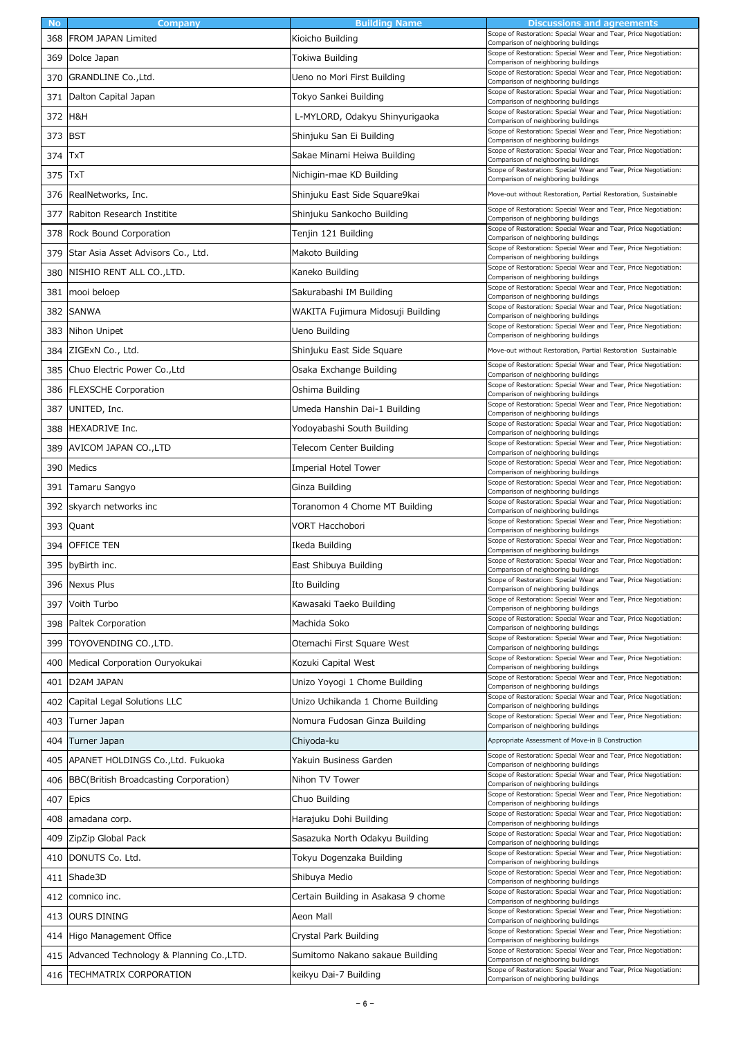| No | Company | Building Name | Discussions and agreements |
| --- | --- | --- | --- |
| 368 | FROM JAPAN Limited | Kioicho Building | Scope of Restoration: Special Wear and Tear, Price Negotiation: Comparison of neighboring buildings |
| 369 | Dolce Japan | Tokiwa Building | Scope of Restoration: Special Wear and Tear, Price Negotiation: Comparison of neighboring buildings |
| 370 | GRANDLINE Co.,Ltd. | Ueno no Mori First Building | Scope of Restoration: Special Wear and Tear, Price Negotiation: Comparison of neighboring buildings |
| 371 | Dalton Capital Japan | Tokyo Sankei Building | Scope of Restoration: Special Wear and Tear, Price Negotiation: Comparison of neighboring buildings |
| 372 | H&H | L-MYLORD, Odakyu Shinyurigaoka | Scope of Restoration: Special Wear and Tear, Price Negotiation: Comparison of neighboring buildings |
| 373 | BST | Shinjuku San Ei Building | Scope of Restoration: Special Wear and Tear, Price Negotiation: Comparison of neighboring buildings |
| 374 | TxT | Sakae Minami Heiwa Building | Scope of Restoration: Special Wear and Tear, Price Negotiation: Comparison of neighboring buildings |
| 375 | TxT | Nichigin-mae KD Building | Scope of Restoration: Special Wear and Tear, Price Negotiation: Comparison of neighboring buildings |
| 376 | RealNetworks, Inc. | Shinjuku East Side Square9kai | Move-out without Restoration, Partial Restoration, Sustainable |
| 377 | Rabiton Research Institite | Shinjuku Sankocho Building | Scope of Restoration: Special Wear and Tear, Price Negotiation: Comparison of neighboring buildings |
| 378 | Rock Bound Corporation | Tenjin 121 Building | Scope of Restoration: Special Wear and Tear, Price Negotiation: Comparison of neighboring buildings |
| 379 | Star Asia Asset Advisors Co., Ltd. | Makoto Building | Scope of Restoration: Special Wear and Tear, Price Negotiation: Comparison of neighboring buildings |
| 380 | NISHIO RENT ALL CO.,LTD. | Kaneko Building | Scope of Restoration: Special Wear and Tear, Price Negotiation: Comparison of neighboring buildings |
| 381 | mooi beloep | Sakurabashi IM Building | Scope of Restoration: Special Wear and Tear, Price Negotiation: Comparison of neighboring buildings |
| 382 | SANWA | WAKITA Fujimura Midosuji Building | Scope of Restoration: Special Wear and Tear, Price Negotiation: Comparison of neighboring buildings |
| 383 | Nihon Unipet | Ueno Building | Scope of Restoration: Special Wear and Tear, Price Negotiation: Comparison of neighboring buildings |
| 384 | ZIGExN Co., Ltd. | Shinjuku East Side Square | Move-out without Restoration, Partial Restoration  Sustainable |
| 385 | Chuo Electric Power Co.,Ltd | Osaka Exchange Building | Scope of Restoration: Special Wear and Tear, Price Negotiation: Comparison of neighboring buildings |
| 386 | FLEXSCHE Corporation | Oshima Building | Scope of Restoration: Special Wear and Tear, Price Negotiation: Comparison of neighboring buildings |
| 387 | UNITED, Inc. | Umeda Hanshin Dai-1 Building | Scope of Restoration: Special Wear and Tear, Price Negotiation: Comparison of neighboring buildings |
| 388 | HEXADRIVE Inc. | Yodoyabashi South Building | Scope of Restoration: Special Wear and Tear, Price Negotiation: Comparison of neighboring buildings |
| 389 | AVICOM JAPAN CO.,LTD | Telecom Center Building | Scope of Restoration: Special Wear and Tear, Price Negotiation: Comparison of neighboring buildings |
| 390 | Medics | Imperial Hotel Tower | Scope of Restoration: Special Wear and Tear, Price Negotiation: Comparison of neighboring buildings |
| 391 | Tamaru Sangyo | Ginza Building | Scope of Restoration: Special Wear and Tear, Price Negotiation: Comparison of neighboring buildings |
| 392 | skyarch networks inc | Toranomon 4 Chome MT Building | Scope of Restoration: Special Wear and Tear, Price Negotiation: Comparison of neighboring buildings |
| 393 | Quant | VORT Hacchobori | Scope of Restoration: Special Wear and Tear, Price Negotiation: Comparison of neighboring buildings |
| 394 | OFFICE TEN | Ikeda Building | Scope of Restoration: Special Wear and Tear, Price Negotiation: Comparison of neighboring buildings |
| 395 | byBirth inc. | East Shibuya Building | Scope of Restoration: Special Wear and Tear, Price Negotiation: Comparison of neighboring buildings |
| 396 | Nexus Plus | Ito Building | Scope of Restoration: Special Wear and Tear, Price Negotiation: Comparison of neighboring buildings |
| 397 | Voith Turbo | Kawasaki Taeko Building | Scope of Restoration: Special Wear and Tear, Price Negotiation: Comparison of neighboring buildings |
| 398 | Paltek Corporation | Machida Soko | Scope of Restoration: Special Wear and Tear, Price Negotiation: Comparison of neighboring buildings |
| 399 | TOYOVENDING CO.,LTD. | Otemachi First Square West | Scope of Restoration: Special Wear and Tear, Price Negotiation: Comparison of neighboring buildings |
| 400 | Medical Corporation Ouryokukai | Kozuki Capital West | Scope of Restoration: Special Wear and Tear, Price Negotiation: Comparison of neighboring buildings |
| 401 | D2AM JAPAN | Unizo Yoyogi 1 Chome Building | Scope of Restoration: Special Wear and Tear, Price Negotiation: Comparison of neighboring buildings |
| 402 | Capital Legal Solutions LLC | Unizo Uchikanda 1 Chome Building | Scope of Restoration: Special Wear and Tear, Price Negotiation: Comparison of neighboring buildings |
| 403 | Turner Japan | Nomura Fudosan Ginza Building | Scope of Restoration: Special Wear and Tear, Price Negotiation: Comparison of neighboring buildings |
| 404 | Turner Japan | Chiyoda-ku | Appropriate Assessment of Move-in B Construction |
| 405 | APANET HOLDINGS Co.,Ltd. Fukuoka | Yakuin Business Garden | Scope of Restoration: Special Wear and Tear, Price Negotiation: Comparison of neighboring buildings |
| 406 | BBC(British Broadcasting Corporation) | Nihon TV Tower | Scope of Restoration: Special Wear and Tear, Price Negotiation: Comparison of neighboring buildings |
| 407 | Epics | Chuo Building | Scope of Restoration: Special Wear and Tear, Price Negotiation: Comparison of neighboring buildings |
| 408 | amadana corp. | Harajuku Dohi Building | Scope of Restoration: Special Wear and Tear, Price Negotiation: Comparison of neighboring buildings |
| 409 | ZipZip Global Pack | Sasazuka North Odakyu Building | Scope of Restoration: Special Wear and Tear, Price Negotiation: Comparison of neighboring buildings |
| 410 | DONUTS Co. Ltd. | Tokyu Dogenzaka Building | Scope of Restoration: Special Wear and Tear, Price Negotiation: Comparison of neighboring buildings |
| 411 | Shade3D | Shibuya Medio | Scope of Restoration: Special Wear and Tear, Price Negotiation: Comparison of neighboring buildings |
| 412 | comnico inc. | Certain Building in Asakasa 9 chome | Scope of Restoration: Special Wear and Tear, Price Negotiation: Comparison of neighboring buildings |
| 413 | OURS DINING | Aeon Mall | Scope of Restoration: Special Wear and Tear, Price Negotiation: Comparison of neighboring buildings |
| 414 | Higo Management Office | Crystal Park Building | Scope of Restoration: Special Wear and Tear, Price Negotiation: Comparison of neighboring buildings |
| 415 | Advanced Technology & Planning Co.,LTD. | Sumitomo Nakano sakaue Building | Scope of Restoration: Special Wear and Tear, Price Negotiation: Comparison of neighboring buildings |
| 416 | TECHMATRIX CORPORATION | keikyu Dai-7 Building | Scope of Restoration: Special Wear and Tear, Price Negotiation: Comparison of neighboring buildings |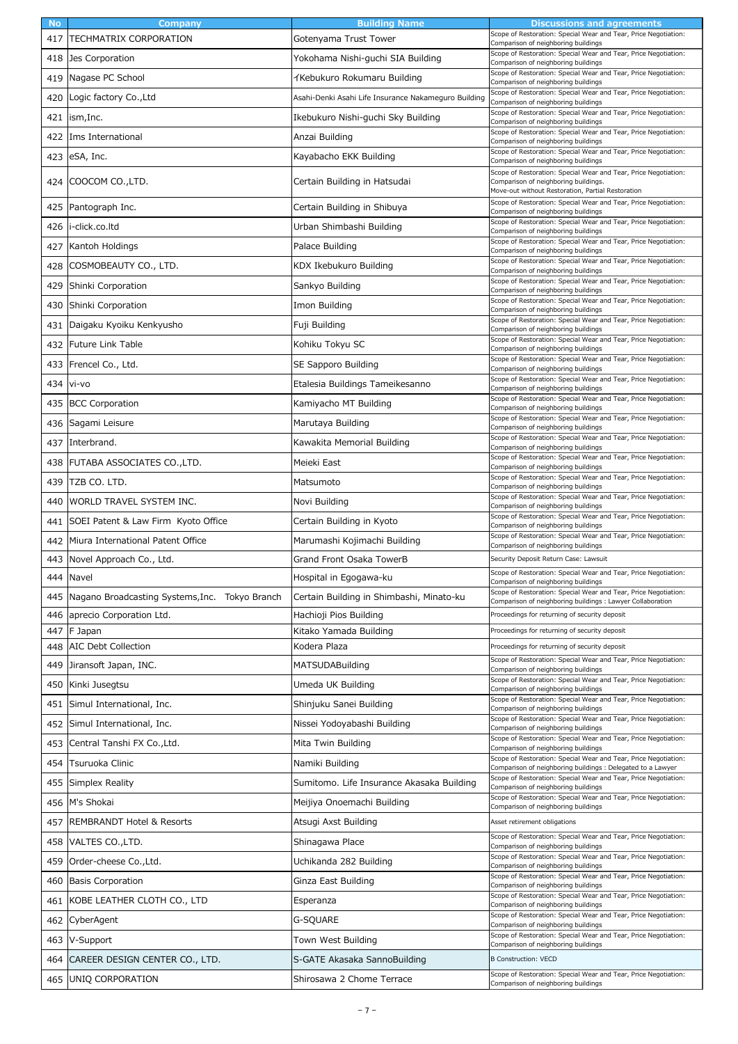| No | Company | Building Name | Discussions and agreements |
| --- | --- | --- | --- |
| 417 | TECHMATRIX CORPORATION | Gotenyama Trust Tower | Scope of Restoration: Special Wear and Tear, Price Negotiation: Comparison of neighboring buildings |
| 418 | Jes Corporation | Yokohama Nishi-guchi SIA Building | Scope of Restoration: Special Wear and Tear, Price Negotiation: Comparison of neighboring buildings |
| 419 | Nagase PC School | イKebukuro Rokumaru Building | Scope of Restoration: Special Wear and Tear, Price Negotiation: Comparison of neighboring buildings |
| 420 | Logic factory Co.,Ltd | Asahi-Denki Asahi Life Insurance Nakameguro Building | Scope of Restoration: Special Wear and Tear, Price Negotiation: Comparison of neighboring buildings |
| 421 | ism,Inc. | Ikebukuro Nishi-guchi Sky Building | Scope of Restoration: Special Wear and Tear, Price Negotiation: Comparison of neighboring buildings |
| 422 | Ims International | Anzai Building | Scope of Restoration: Special Wear and Tear, Price Negotiation: Comparison of neighboring buildings |
| 423 | eSA, Inc. | Kayabacho EKK Building | Scope of Restoration: Special Wear and Tear, Price Negotiation: Comparison of neighboring buildings |
| 424 | COOCOM CO.,LTD. | Certain Building in Hatsudai | Scope of Restoration: Special Wear and Tear, Price Negotiation: Comparison of neighboring buildings. Move-out without Restoration, Partial Restoration |
| 425 | Pantograph Inc. | Certain Building in Shibuya | Scope of Restoration: Special Wear and Tear, Price Negotiation: Comparison of neighboring buildings |
| 426 | i-click.co.ltd | Urban Shimbashi Building | Scope of Restoration: Special Wear and Tear, Price Negotiation: Comparison of neighboring buildings |
| 427 | Kantoh Holdings | Palace Building | Scope of Restoration: Special Wear and Tear, Price Negotiation: Comparison of neighboring buildings |
| 428 | COSMOBEAUTY CO., LTD. | KDX Ikebukuro Building | Scope of Restoration: Special Wear and Tear, Price Negotiation: Comparison of neighboring buildings |
| 429 | Shinki Corporation | Sankyo Building | Scope of Restoration: Special Wear and Tear, Price Negotiation: Comparison of neighboring buildings |
| 430 | Shinki Corporation | Imon Building | Scope of Restoration: Special Wear and Tear, Price Negotiation: Comparison of neighboring buildings |
| 431 | Daigaku Kyoiku Kenkyusho | Fuji Building | Scope of Restoration: Special Wear and Tear, Price Negotiation: Comparison of neighboring buildings |
| 432 | Future Link Table | Kohiku Tokyu SC | Scope of Restoration: Special Wear and Tear, Price Negotiation: Comparison of neighboring buildings |
| 433 | Frencel Co., Ltd. | SE Sapporo Building | Scope of Restoration: Special Wear and Tear, Price Negotiation: Comparison of neighboring buildings |
| 434 | vi-vo | Etalesia Buildings Tameikesanno | Scope of Restoration: Special Wear and Tear, Price Negotiation: Comparison of neighboring buildings |
| 435 | BCC Corporation | Kamiyacho MT Building | Scope of Restoration: Special Wear and Tear, Price Negotiation: Comparison of neighboring buildings |
| 436 | Sagami Leisure | Marutaya Building | Scope of Restoration: Special Wear and Tear, Price Negotiation: Comparison of neighboring buildings |
| 437 | Interbrand. | Kawakita Memorial Building | Scope of Restoration: Special Wear and Tear, Price Negotiation: Comparison of neighboring buildings |
| 438 | FUTABA ASSOCIATES CO.,LTD. | Meieki East | Scope of Restoration: Special Wear and Tear, Price Negotiation: Comparison of neighboring buildings |
| 439 | TZB CO. LTD. | Matsumoto | Scope of Restoration: Special Wear and Tear, Price Negotiation: Comparison of neighboring buildings |
| 440 | WORLD TRAVEL SYSTEM INC. | Novi Building | Scope of Restoration: Special Wear and Tear, Price Negotiation: Comparison of neighboring buildings |
| 441 | SOEI Patent & Law Firm Kyoto Office | Certain Building in Kyoto | Scope of Restoration: Special Wear and Tear, Price Negotiation: Comparison of neighboring buildings |
| 442 | Miura International Patent Office | Marumashi Kojimachi Building | Scope of Restoration: Special Wear and Tear, Price Negotiation: Comparison of neighboring buildings |
| 443 | Novel Approach Co., Ltd. | Grand Front Osaka TowerB | Security Deposit Return Case: Lawsuit |
| 444 | Navel | Hospital in Egogawa-ku | Scope of Restoration: Special Wear and Tear, Price Negotiation: Comparison of neighboring buildings |
| 445 | Nagano Broadcasting Systems,Inc. Tokyo Branch | Certain Building in Shimbashi, Minato-ku | Scope of Restoration: Special Wear and Tear, Price Negotiation: Comparison of neighboring buildings : Lawyer Collaboration |
| 446 | aprecio Corporation Ltd. | Hachioji Pios Building | Proceedings for returning of security deposit |
| 447 | F Japan | Kitako Yamada Building | Proceedings for returning of security deposit |
| 448 | AIC Debt Collection | Kodera Plaza | Proceedings for returning of security deposit |
| 449 | Jiransoft Japan, INC. | MATSUDABuilding | Scope of Restoration: Special Wear and Tear, Price Negotiation: Comparison of neighboring buildings |
| 450 | Kinki Jusegtsu | Umeda UK Building | Scope of Restoration: Special Wear and Tear, Price Negotiation: Comparison of neighboring buildings |
| 451 | Simul International, Inc. | Shinjuku Sanei Building | Scope of Restoration: Special Wear and Tear, Price Negotiation: Comparison of neighboring buildings |
| 452 | Simul International, Inc. | Nissei Yodoyabashi Building | Scope of Restoration: Special Wear and Tear, Price Negotiation: Comparison of neighboring buildings |
| 453 | Central Tanshi FX Co.,Ltd. | Mita Twin Building | Scope of Restoration: Special Wear and Tear, Price Negotiation: Comparison of neighboring buildings |
| 454 | Tsuruoka Clinic | Namiki Building | Scope of Restoration: Special Wear and Tear, Price Negotiation: Comparison of neighboring buildings : Delegated to a Lawyer |
| 455 | Simplex Reality | Sumitomo. Life Insurance Akasaka Building | Scope of Restoration: Special Wear and Tear, Price Negotiation: Comparison of neighboring buildings |
| 456 | M's Shokai | Meijiya Onoemachi Building | Scope of Restoration: Special Wear and Tear, Price Negotiation: Comparison of neighboring buildings |
| 457 | REMBRANDT Hotel & Resorts | Atsugi Axst Building | Asset retirement obligations |
| 458 | VALTES CO.,LTD. | Shinagawa Place | Scope of Restoration: Special Wear and Tear, Price Negotiation: Comparison of neighboring buildings |
| 459 | Order-cheese Co.,Ltd. | Uchikanda 282 Building | Scope of Restoration: Special Wear and Tear, Price Negotiation: Comparison of neighboring buildings |
| 460 | Basis Corporation | Ginza East Building | Scope of Restoration: Special Wear and Tear, Price Negotiation: Comparison of neighboring buildings |
| 461 | KOBE LEATHER CLOTH CO., LTD | Esperanza | Scope of Restoration: Special Wear and Tear, Price Negotiation: Comparison of neighboring buildings |
| 462 | CyberAgent | G-SQUARE | Scope of Restoration: Special Wear and Tear, Price Negotiation: Comparison of neighboring buildings |
| 463 | V-Support | Town West Building | Scope of Restoration: Special Wear and Tear, Price Negotiation: Comparison of neighboring buildings |
| 464 | CAREER DESIGN CENTER CO., LTD. | S-GATE Akasaka SannoBuilding | B Construction: VECD |
| 465 | UNIQ CORPORATION | Shirosawa 2 Chome Terrace | Scope of Restoration: Special Wear and Tear, Price Negotiation: Comparison of neighboring buildings |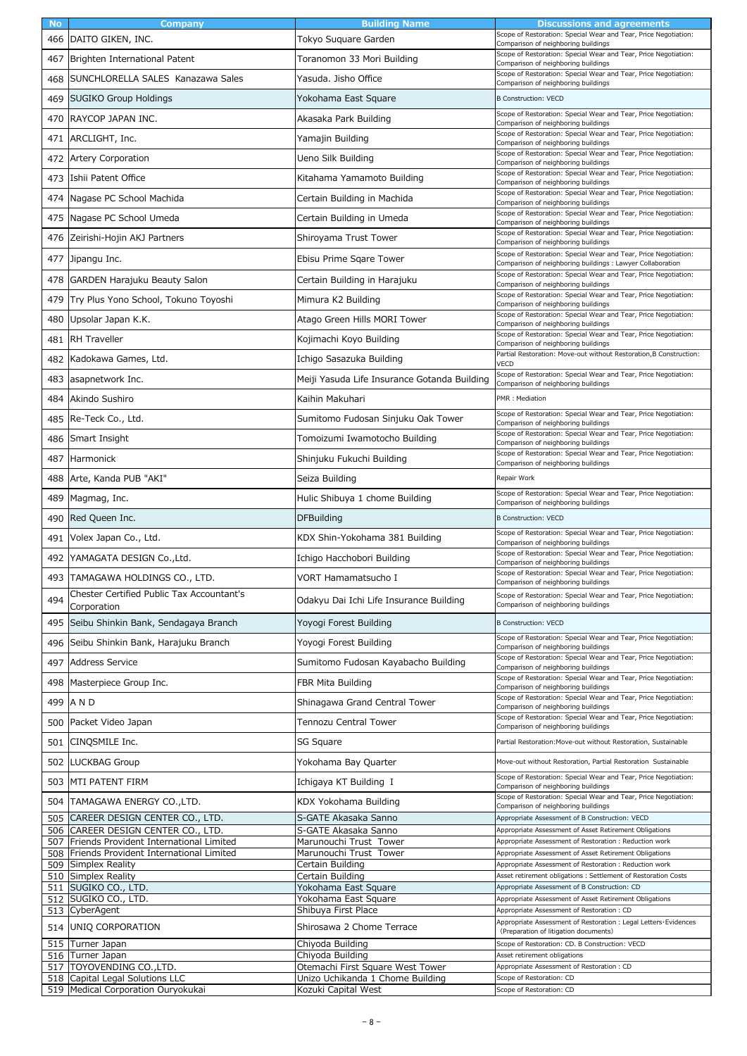| No | Company | Building Name | Discussions and agreements |
|---|---|---|---|
| 466 | DAITO GIKEN, INC. | Tokyo Suquare Garden | Scope of Restoration: Special Wear and Tear, Price Negotiation: Comparison of neighboring buildings |
| 467 | Brighten International Patent | Toranomon 33 Mori Building | Scope of Restoration: Special Wear and Tear, Price Negotiation: Comparison of neighboring buildings |
| 468 | SUNCHLORELLA SALES Kanazawa Sales | Yasuda. Jisho Office | Scope of Restoration: Special Wear and Tear, Price Negotiation: Comparison of neighboring buildings |
| 469 | SUGIKO Group Holdings | Yokohama East Square | B Construction: VECD |
| 470 | RAYCOP JAPAN INC. | Akasaka Park Building | Scope of Restoration: Special Wear and Tear, Price Negotiation: Comparison of neighboring buildings |
| 471 | ARCLIGHT, Inc. | Yamajin Building | Scope of Restoration: Special Wear and Tear, Price Negotiation: Comparison of neighboring buildings |
| 472 | Artery Corporation | Ueno Silk Building | Scope of Restoration: Special Wear and Tear, Price Negotiation: Comparison of neighboring buildings |
| 473 | Ishii Patent Office | Kitahama Yamamoto Building | Scope of Restoration: Special Wear and Tear, Price Negotiation: Comparison of neighboring buildings |
| 474 | Nagase PC School Machida | Certain Building in Machida | Scope of Restoration: Special Wear and Tear, Price Negotiation: Comparison of neighboring buildings |
| 475 | Nagase PC School Umeda | Certain Building in Umeda | Scope of Restoration: Special Wear and Tear, Price Negotiation: Comparison of neighboring buildings |
| 476 | Zeirishi-Hojin AKJ Partners | Shiroyama Trust Tower | Scope of Restoration: Special Wear and Tear, Price Negotiation: Comparison of neighboring buildings |
| 477 | Jipangu Inc. | Ebisu Prime Sqare Tower | Scope of Restoration: Special Wear and Tear, Price Negotiation: Comparison of neighboring buildings : Lawyer Collaboration |
| 478 | GARDEN Harajuku Beauty Salon | Certain Building in Harajuku | Scope of Restoration: Special Wear and Tear, Price Negotiation: Comparison of neighboring buildings |
| 479 | Try Plus Yono School, Tokuno Toyoshi | Mimura K2 Building | Scope of Restoration: Special Wear and Tear, Price Negotiation: Comparison of neighboring buildings |
| 480 | Upsolar Japan K.K. | Atago Green Hills MORI Tower | Scope of Restoration: Special Wear and Tear, Price Negotiation: Comparison of neighboring buildings |
| 481 | RH Traveller | Kojimachi Koyo Building | Scope of Restoration: Special Wear and Tear, Price Negotiation: Comparison of neighboring buildings |
| 482 | Kadokawa Games, Ltd. | Ichigo Sasazuka Building | Partial Restoration: Move-out without Restoration,B Construction: VECD |
| 483 | asapnetwork Inc. | Meiji Yasuda Life Insurance Gotanda Building | Scope of Restoration: Special Wear and Tear, Price Negotiation: Comparison of neighboring buildings |
| 484 | Akindo Sushiro | Kaihin Makuhari | PMR : Mediation |
| 485 | Re-Teck Co., Ltd. | Sumitomo Fudosan Sinjuku Oak Tower | Scope of Restoration: Special Wear and Tear, Price Negotiation: Comparison of neighboring buildings |
| 486 | Smart Insight | Tomoizumi Iwamotocho Building | Scope of Restoration: Special Wear and Tear, Price Negotiation: Comparison of neighboring buildings |
| 487 | Harmonick | Shinjuku Fukuchi Building | Scope of Restoration: Special Wear and Tear, Price Negotiation: Comparison of neighboring buildings |
| 488 | Arte, Kanda PUB "AKI" | Seiza Building | Repair Work |
| 489 | Magmag, Inc. | Hulic Shibuya 1 chome Building | Scope of Restoration: Special Wear and Tear, Price Negotiation: Comparison of neighboring buildings |
| 490 | Red Queen Inc. | DFBuilding | B Construction: VECD |
| 491 | Volex Japan Co., Ltd. | KDX Shin-Yokohama 381 Building | Scope of Restoration: Special Wear and Tear, Price Negotiation: Comparison of neighboring buildings |
| 492 | YAMAGATA DESIGN Co.,Ltd. | Ichigo Hacchobori Building | Scope of Restoration: Special Wear and Tear, Price Negotiation: Comparison of neighboring buildings |
| 493 | TAMAGAWA HOLDINGS CO., LTD. | VORT Hamamatsucho I | Scope of Restoration: Special Wear and Tear, Price Negotiation: Comparison of neighboring buildings |
| 494 | Chester Certified Public Tax Accountant's Corporation | Odakyu Dai Ichi Life Insurance Building | Scope of Restoration: Special Wear and Tear, Price Negotiation: Comparison of neighboring buildings |
| 495 | Seibu Shinkin Bank, Sendagaya Branch | Yoyogi Forest Building | B Construction: VECD |
| 496 | Seibu Shinkin Bank, Harajuku Branch | Yoyogi Forest Building | Scope of Restoration: Special Wear and Tear, Price Negotiation: Comparison of neighboring buildings |
| 497 | Address Service | Sumitomo Fudosan Kayabacho Building | Scope of Restoration: Special Wear and Tear, Price Negotiation: Comparison of neighboring buildings |
| 498 | Masterpiece Group Inc. | FBR Mita Building | Scope of Restoration: Special Wear and Tear, Price Negotiation: Comparison of neighboring buildings |
| 499 | A N D | Shinagawa Grand Central Tower | Scope of Restoration: Special Wear and Tear, Price Negotiation: Comparison of neighboring buildings |
| 500 | Packet Video Japan | Tennozu Central Tower | Scope of Restoration: Special Wear and Tear, Price Negotiation: Comparison of neighboring buildings |
| 501 | CINQSMILE Inc. | SG Square | Partial Restoration:Move-out without Restoration, Sustainable |
| 502 | LUCKBAG Group | Yokohama Bay Quarter | Move-out without Restoration, Partial Restoration Sustainable |
| 503 | MTI PATENT FIRM | Ichigaya KT Building I | Scope of Restoration: Special Wear and Tear, Price Negotiation: Comparison of neighboring buildings |
| 504 | TAMAGAWA ENERGY CO.,LTD. | KDX Yokohama Building | Scope of Restoration: Special Wear and Tear, Price Negotiation: Comparison of neighboring buildings |
| 505 | CAREER DESIGN CENTER CO., LTD. | S-GATE Akasaka Sanno | Appropriate Assessment of B Construction: VECD |
| 506 | CAREER DESIGN CENTER CO., LTD. | S-GATE Akasaka Sanno | Appropriate Assessment of Asset Retirement Obligations |
| 507 | Friends Provident International Limited | Marunouchi Trust Tower | Appropriate Assessment of Restoration : Reduction work |
| 508 | Friends Provident International Limited | Marunouchi Trust Tower | Appropriate Assessment of Asset Retirement Obligations |
| 509 | Simplex Reality | Certain Building | Appropriate Assessment of Restoration : Reduction work |
| 510 | Simplex Reality | Certain Building | Asset retirement obligations : Settlement of Restoration Costs |
| 511 | SUGIKO CO., LTD. | Yokohama East Square | Appropriate Assessment of B Construction: CD |
| 512 | SUGIKO CO., LTD. | Yokohama East Square | Appropriate Assessment of Asset Retirement Obligations |
| 513 | CyberAgent | Shibuya First Place | Appropriate Assessment of Restoration : CD |
| 514 | UNIQ CORPORATION | Shirosawa 2 Chome Terrace | Appropriate Assessment of Restoration : Legal Letters･Evidences (Preparation of litigation documents) |
| 515 | Turner Japan | Chiyoda Building | Scope of Restoration: CD. B Construction: VECD |
| 516 | Turner Japan | Chiyoda Building | Asset retirement obligations |
| 517 | TOYOVENDING CO.,LTD. | Otemachi First Square West Tower | Appropriate Assessment of Restoration : CD |
| 518 | Capital Legal Solutions LLC | Unizo Uchikanda 1 Chome Building | Scope of Restoration: CD |
| 519 | Medical Corporation Ouryokukai | Kozuki Capital West | Scope of Restoration: CD |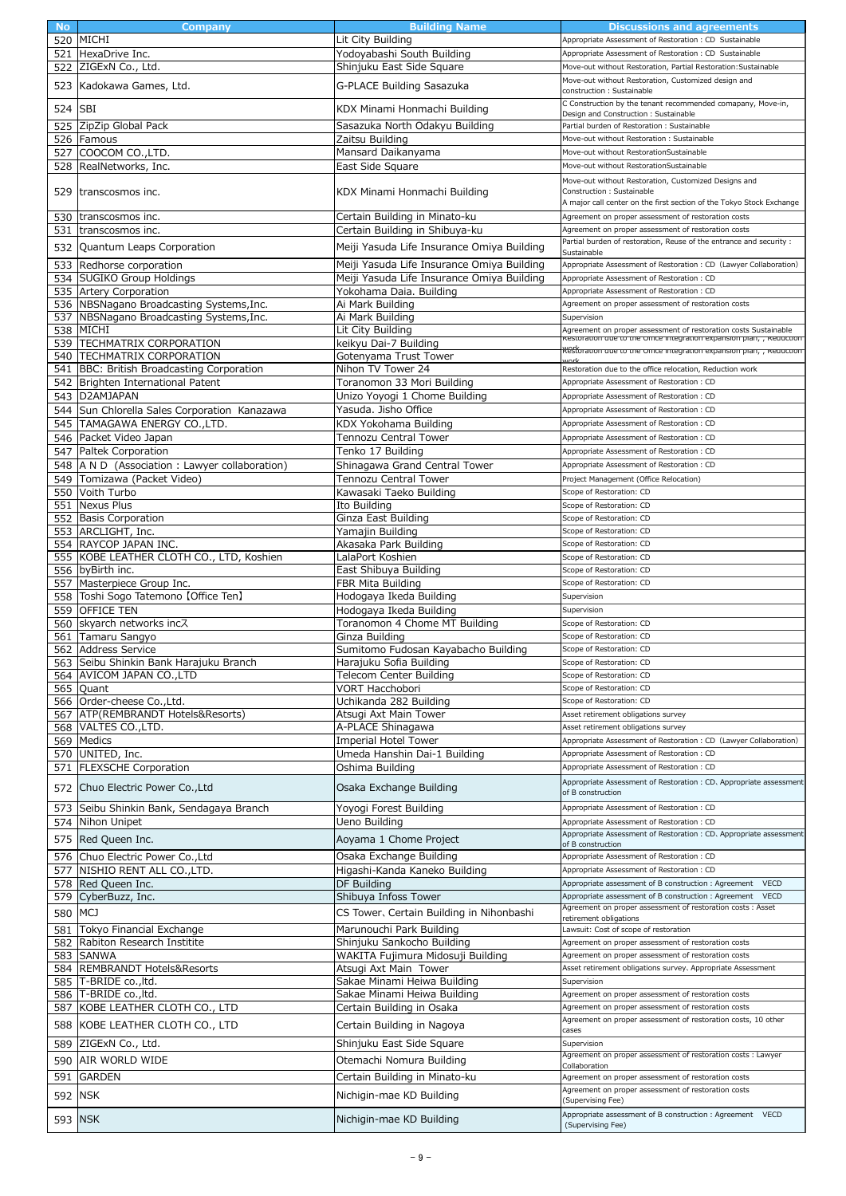| No | Company | Building Name | Discussions and agreements |
|---|---|---|---|
| 520 | MICHI | Lit City Building | Appropriate Assessment of Restoration : CD Sustainable |
| 521 | HexaDrive Inc. | Yodoyabashi South Building | Appropriate Assessment of Restoration : CD Sustainable |
| 522 | ZIGExN Co., Ltd. | Shinjuku East Side Square | Move-out without Restoration, Partial Restoration:Sustainable |
| 523 | Kadokawa Games, Ltd. | G-PLACE Building Sasazuka | Move-out without Restoration, Customized design and construction : Sustainable |
| 524 | SBI | KDX Minami Honmachi Building | C Construction by the tenant recommended comapany, Move-in, Design and Construction : Sustainable |
| 525 | ZipZip Global Pack | Sasazuka North Odakyu Building | Partial burden of Restoration : Sustainable |
| 526 | Famous | Zaitsu Building | Move-out without Restoration : Sustainable |
| 527 | COOCOM CO.,LTD. | Mansard Daikanyama | Move-out without RestorationSustainable |
| 528 | RealNetworks, Inc. | East Side Square | Move-out without RestorationSustainable |
| 529 | transcosmos inc. | KDX Minami Honmachi Building | Move-out without Restoration, Customized Designs and Construction : Sustainable A major call center on the first section of the Tokyo Stock Exchange |
| 530 | transcosmos inc. | Certain Building in Minato-ku | Agreement on proper assessment of restoration costs |
| 531 | transcosmos inc. | Certain Building in Shibuya-ku | Agreement on proper assessment of restoration costs |
| 532 | Quantum Leaps Corporation | Meiji Yasuda Life Insurance Omiya Building | Partial burden of restoration, Reuse of the entrance and security : Sustainable |
| 533 | Redhorse corporation | Meiji Yasuda Life Insurance Omiya Building | Appropriate Assessment of Restoration : CD (Lawyer Collaboration) |
| 534 | SUGIKO Group Holdings | Meiji Yasuda Life Insurance Omiya Building | Appropriate Assessment of Restoration : CD |
| 535 | Artery Corporation | Yokohama Daia. Building | Appropriate Assessment of Restoration : CD |
| 536 | NBSNagano Broadcasting Systems,Inc. | Ai Mark Building | Agreement on proper assessment of restoration costs |
| 537 | NBSNagano Broadcasting Systems,Inc. | Ai Mark Building | Supervision |
| 538 | MICHI | Lit City Building | Agreement on proper assessment of restoration costs Sustainable |
| 539 | TECHMATRIX CORPORATION | keikyu Dai-7 Building | Restoration due to the Office integration expansion plan, , Reduction work |
| 540 | TECHMATRIX CORPORATION | Gotenyama Trust Tower | Restoration due to the Office integration expansion plan, , Reduction work |
| 541 | BBC: British Broadcasting Corporation | Nihon TV Tower 24 | Restoration due to the office relocation, Reduction work |
| 542 | Brighten International Patent | Toranomon 33 Mori Building | Appropriate Assessment of Restoration : CD |
| 543 | D2AMJAPAN | Unizo Yoyogi 1 Chome Building | Appropriate Assessment of Restoration : CD |
| 544 | Sun Chlorella Sales Corporation Kanazawa | Yasuda. Jisho Office | Appropriate Assessment of Restoration : CD |
| 545 | TAMAGAWA ENERGY CO.,LTD. | KDX Yokohama Building | Appropriate Assessment of Restoration : CD |
| 546 | Packet Video Japan | Tennozu Central Tower | Appropriate Assessment of Restoration : CD |
| 547 | Paltek Corporation | Tenko 17 Building | Appropriate Assessment of Restoration : CD |
| 548 | A N D (Association : Lawyer collaboration) | Shinagawa Grand Central Tower | Appropriate Assessment of Restoration : CD |
| 549 | Tomizawa (Packet Video) | Tennozu Central Tower | Project Management (Office Relocation) |
| 550 | Voith Turbo | Kawasaki Taeko Building | Scope of Restoration: CD |
| 551 | Nexus Plus | Ito Building | Scope of Restoration: CD |
| 552 | Basis Corporation | Ginza East Building | Scope of Restoration: CD |
| 553 | ARCLIGHT, Inc. | Yamajin Building | Scope of Restoration: CD |
| 554 | RAYCOP JAPAN INC. | Akasaka Park Building | Scope of Restoration: CD |
| 555 | KOBE LEATHER CLOTH CO., LTD, Koshien | LalaPort Koshien | Scope of Restoration: CD |
| 556 | byBirth inc. | East Shibuya Building | Scope of Restoration: CD |
| 557 | Masterpiece Group Inc. | FBR Mita Building | Scope of Restoration: CD |
| 558 | Toshi Sogo Tatemono【Office Ten】 | Hodogaya Ikeda Building | Supervision |
| 559 | OFFICE TEN | Hodogaya Ikeda Building | Supervision |
| 560 | skyarch networks incス | Toranomon 4 Chome MT Building | Scope of Restoration: CD |
| 561 | Tamaru Sangyo | Ginza Building | Scope of Restoration: CD |
| 562 | Address Service | Sumitomo Fudosan Kayabacho Building | Scope of Restoration: CD |
| 563 | Seibu Shinkin Bank Harajuku Branch | Harajuku Sofia Building | Scope of Restoration: CD |
| 564 | AVICOM JAPAN CO.,LTD | Telecom Center Building | Scope of Restoration: CD |
| 565 | Quant | VORT Hacchobori | Scope of Restoration: CD |
| 566 | Order-cheese Co.,Ltd. | Uchikanda 282 Building | Scope of Restoration: CD |
| 567 | ATP(REMBRANDT Hotels&Resorts) | Atsugi Axt Main Tower | Asset retirement obligations survey |
| 568 | VALTES CO.,LTD. | A-PLACE Shinagawa | Asset retirement obligations survey |
| 569 | Medics | Imperial Hotel Tower | Appropriate Assessment of Restoration : CD (Lawyer Collaboration) |
| 570 | UNITED, Inc. | Umeda Hanshin Dai-1 Building | Appropriate Assessment of Restoration : CD |
| 571 | FLEXSCHE Corporation | Oshima Building | Appropriate Assessment of Restoration : CD |
| 572 | Chuo Electric Power Co.,Ltd | Osaka Exchange Building | Appropriate Assessment of Restoration : CD. Appropriate assessment of B construction |
| 573 | Seibu Shinkin Bank, Sendagaya Branch | Yoyogi Forest Building | Appropriate Assessment of Restoration : CD |
| 574 | Nihon Unipet | Ueno Building | Appropriate Assessment of Restoration : CD |
| 575 | Red Queen Inc. | Aoyama 1 Chome Project | Appropriate Assessment of Restoration : CD. Appropriate assessment of B construction |
| 576 | Chuo Electric Power Co.,Ltd | Osaka Exchange Building | Appropriate Assessment of Restoration : CD |
| 577 | NISHIO RENT ALL CO.,LTD. | Higashi-Kanda Kaneko Building | Appropriate Assessment of Restoration : CD |
| 578 | Red Queen Inc. | DF Building | Appropriate assessment of B construction : Agreement VECD |
| 579 | CyberBuzz, Inc. | Shibuya Infoss Tower | Appropriate assessment of B construction : Agreement VECD |
| 580 | MCJ | CS Tower. Certain Building in Nihonbashi | Agreement on proper assessment of restoration costs : Asset retirement obligations |
| 581 | Tokyo Financial Exchange | Marunouchi Park Building | Lawsuit: Cost of scope of restoration |
| 582 | Rabiton Research Institite | Shinjuku Sankocho Building | Agreement on proper assessment of restoration costs |
| 583 | SANWA | WAKITA Fujimura Midosuji Building | Agreement on proper assessment of restoration costs |
| 584 | REMBRANDT Hotels&Resorts | Atsugi Axt Main Tower | Asset retirement obligations survey. Appropriate Assessment |
| 585 | T-BRIDE co.,ltd. | Sakae Minami Heiwa Building | Supervision |
| 586 | T-BRIDE co.,ltd. | Sakae Minami Heiwa Building | Agreement on proper assessment of restoration costs |
| 587 | KOBE LEATHER CLOTH CO., LTD | Certain Building in Osaka | Agreement on proper assessment of restoration costs |
| 588 | KOBE LEATHER CLOTH CO., LTD | Certain Building in Nagoya | Agreement on proper assessment of restoration costs, 10 other cases |
| 589 | ZIGExN Co., Ltd. | Shinjuku East Side Square | Supervision |
| 590 | AIR WORLD WIDE | Otemachi Nomura Building | Agreement on proper assessment of restoration costs : Lawyer Collaboration |
| 591 | GARDEN | Certain Building in Minato-ku | Agreement on proper assessment of restoration costs |
| 592 | NSK | Nichigin-mae KD Building | Agreement on proper assessment of restoration costs (Supervising Fee) |
| 593 | NSK | Nichigin-mae KD Building | Appropriate assessment of B construction : Agreement VECD (Supervising Fee) |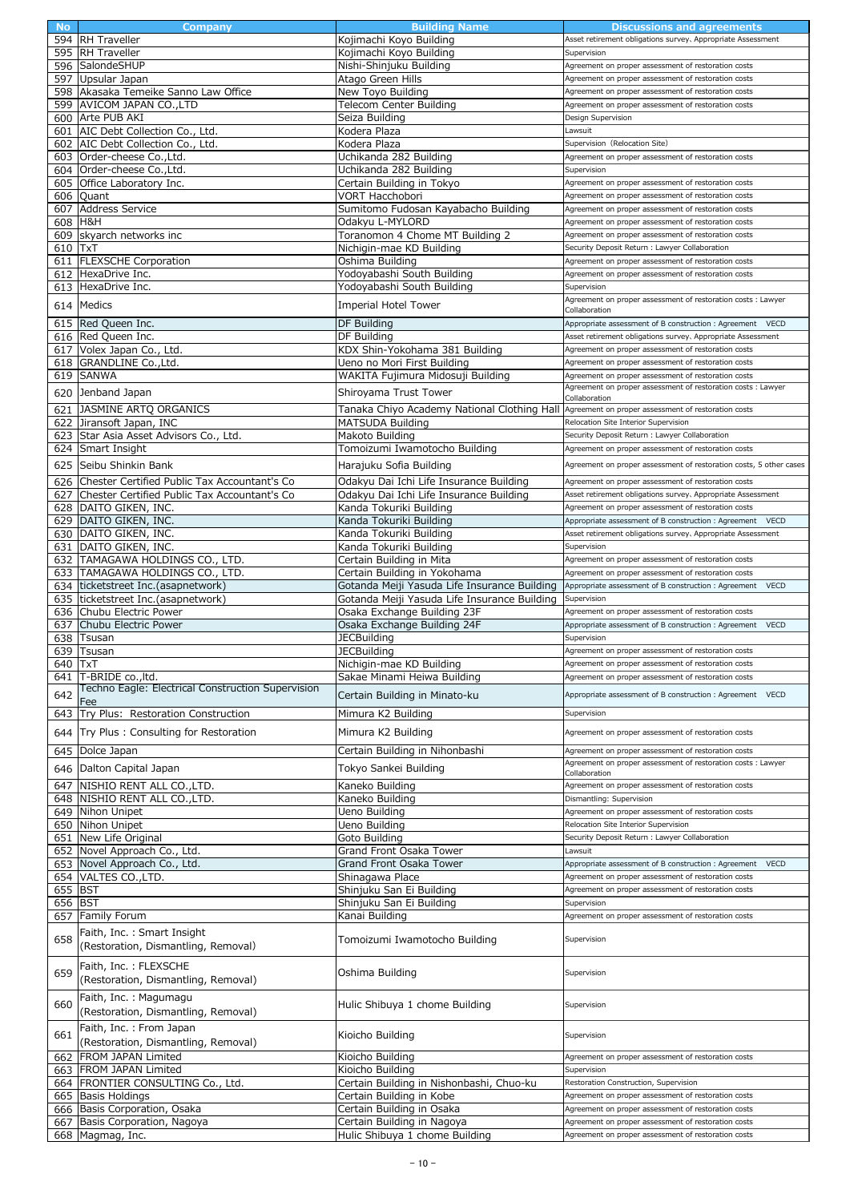| No | Company | Building Name | Discussions and agreements |
| --- | --- | --- | --- |
| 594 | RH Traveller | Kojimachi Koyo Building | Asset retirement obligations survey, Appropriate Assessment |
| 595 | RH Traveller | Kojimachi Koyo Building | Supervision |
| 596 | SalondeSHUP | Nishi-Shinjuku Building | Agreement on proper assessment of restoration costs |
| 597 | Upsular Japan | Atago Green Hills | Agreement on proper assessment of restoration costs |
| 598 | Akasaka Temeike Sanno Law Office | New Toyo Building | Agreement on proper assessment of restoration costs |
| 599 | AVICOM JAPAN CO.,LTD | Telecom Center Building | Agreement on proper assessment of restoration costs |
| 600 | Arte PUB AKI | Seiza Building | Design Supervision |
| 601 | AIC Debt Collection Co., Ltd. | Kodera Plaza | Lawsuit |
| 602 | AIC Debt Collection Co., Ltd. | Kodera Plaza | Supervision（Relocation Site) |
| 603 | Order-cheese Co.,Ltd. | Uchikanda 282 Building | Agreement on proper assessment of restoration costs |
| 604 | Order-cheese Co.,Ltd. | Uchikanda 282 Building | Supervision |
| 605 | Office Laboratory Inc. | Certain Building in Tokyo | Agreement on proper assessment of restoration costs |
| 606 | Quant | VORT Hacchobori | Agreement on proper assessment of restoration costs |
| 607 | Address Service | Sumitomo Fudosan Kayabacho Building | Agreement on proper assessment of restoration costs |
| 608 | H&H | Odakyu L-MYLORD | Agreement on proper assessment of restoration costs |
| 609 | skyarch networks inc | Toranomon 4 Chome MT Building 2 | Agreement on proper assessment of restoration costs |
| 610 | TxT | Nichigin-mae KD Building | Security Deposit Return：Lawyer Collaboration |
| 611 | FLEXSCHE Corporation | Oshima Building | Agreement on proper assessment of restoration costs |
| 612 | HexaDrive Inc. | Yodoyabashi South Building | Agreement on proper assessment of restoration costs |
| 613 | HexaDrive Inc. | Yodoyabashi South Building | Supervision |
| 614 | Medics | Imperial Hotel Tower | Agreement on proper assessment of restoration costs：Lawyer Collaboration |
| 615 | Red Queen Inc. | DF Building | Appropriate assessment of B construction：Agreement　VECD |
| 616 | Red Queen Inc. | DF Building | Asset retirement obligations survey, Appropriate Assessment |
| 617 | Volex Japan Co., Ltd. | KDX Shin-Yokohama 381 Building | Agreement on proper assessment of restoration costs |
| 618 | GRANDLINE Co.,Ltd. | Ueno no Mori First Building | Agreement on proper assessment of restoration costs |
| 619 | SANWA | WAKITA Fujimura Midosuji Building | Agreement on proper assessment of restoration costs |
| 620 | Jenband Japan | Shiroyama Trust Tower | Agreement on proper assessment of restoration costs：Lawyer Collaboration |
| 621 | JASMINE ARTQ ORGANICS | Tanaka Chiyo Academy National Clothing Hall | Agreement on proper assessment of restoration costs |
| 622 | Jiransoft Japan, INC | MATSUDA Building | Relocation Site Interior Supervision |
| 623 | Star Asia Asset Advisors Co., Ltd. | Makoto Building | Security Deposit Return：Lawyer Collaboration |
| 624 | Smart Insight | Tomoizumi Iwamotocho Building | Agreement on proper assessment of restoration costs |
| 625 | Seibu Shinkin Bank | Harajuku Sofia Building | Agreement on proper assessment of restoration costs, 5 other cases |
| 626 | Chester Certified Public Tax Accountant's Co | Odakyu Dai Ichi Life Insurance Building | Agreement on proper assessment of restoration costs |
| 627 | Chester Certified Public Tax Accountant's Co | Odakyu Dai Ichi Life Insurance Building | Asset retirement obligations survey, Appropriate Assessment |
| 628 | DAITO GIKEN, INC. | Kanda Tokuriki Building | Agreement on proper assessment of restoration costs |
| 629 | DAITO GIKEN, INC. | Kanda Tokuriki Building | Appropriate assessment of B construction：Agreement　VECD |
| 630 | DAITO GIKEN, INC. | Kanda Tokuriki Building | Asset retirement obligations survey, Appropriate Assessment |
| 631 | DAITO GIKEN, INC. | Kanda Tokuriki Building | Supervision |
| 632 | TAMAGAWA HOLDINGS CO., LTD. | Certain Building in Mita | Agreement on proper assessment of restoration costs |
| 633 | TAMAGAWA HOLDINGS CO., LTD. | Certain Building in Yokohama | Agreement on proper assessment of restoration costs |
| 634 | ticketstreet Inc.(asapnetwork) | Gotanda Meiji Yasuda Life Insurance Building | Appropriate assessment of B construction：Agreement　VECD |
| 635 | ticketstreet Inc.(asapnetwork) | Gotanda Meiji Yasuda Life Insurance Building | Supervision |
| 636 | Chubu Electric Power | Osaka Exchange Building 23F | Agreement on proper assessment of restoration costs |
| 637 | Chubu Electric Power | Osaka Exchange Building 24F | Appropriate assessment of B construction：Agreement　VECD |
| 638 | Tsusan | JECBuilding | Supervision |
| 639 | Tsusan | JECBuilding | Agreement on proper assessment of restoration costs |
| 640 | TxT | Nichigin-mae KD Building | Agreement on proper assessment of restoration costs |
| 641 | T-BRIDE co.,ltd. | Sakae Minami Heiwa Building | Agreement on proper assessment of restoration costs |
| 642 | Techno Eagle: Electrical Construction Supervision Fee | Certain Building in Minato-ku | Appropriate assessment of B construction：Agreement　VECD |
| 643 | Try Plus: Restoration Construction | Mimura K2 Building | Supervision |
| 644 | Try Plus：Consulting for Restoration | Mimura K2 Building | Agreement on proper assessment of restoration costs |
| 645 | Dolce Japan | Certain Building in Nihonbashi | Agreement on proper assessment of restoration costs |
| 646 | Dalton Capital Japan | Tokyo Sankei Building | Agreement on proper assessment of restoration costs：Lawyer Collaboration |
| 647 | NISHIO RENT ALL CO.,LTD. | Kaneko Building | Agreement on proper assessment of restoration costs |
| 648 | NISHIO RENT ALL CO.,LTD. | Kaneko Building | Dismantling: Supervision |
| 649 | Nihon Unipet | Ueno Building | Agreement on proper assessment of restoration costs |
| 650 | Nihon Unipet | Ueno Building | Relocation Site Interior Supervision |
| 651 | New Life Original | Goto Building | Security Deposit Return：Lawyer Collaboration |
| 652 | Novel Approach Co., Ltd. | Grand Front Osaka Tower | Lawsuit |
| 653 | Novel Approach Co., Ltd. | Grand Front Osaka Tower | Appropriate assessment of B construction：Agreement　VECD |
| 654 | VALTES CO.,LTD. | Shinagawa Place | Agreement on proper assessment of restoration costs |
| 655 | BST | Shinjuku San Ei Building | Agreement on proper assessment of restoration costs |
| 656 | BST | Shinjuku San Ei Building | Supervision |
| 657 | Family Forum | Kanai Building | Agreement on proper assessment of restoration costs |
| 658 | Faith, Inc.：Smart Insight (Restoration, Dismantling, Removal) | Tomoizumi Iwamotocho Building | Supervision |
| 659 | Faith, Inc.：FLEXSCHE (Restoration, Dismantling, Removal) | Oshima Building | Supervision |
| 660 | Faith, Inc.：Magumagu (Restoration, Dismantling, Removal) | Hulic Shibuya 1 chome Building | Supervision |
| 661 | Faith, Inc.：From Japan (Restoration, Dismantling, Removal) | Kioicho Building | Supervision |
| 662 | FROM JAPAN Limited | Kioicho Building | Agreement on proper assessment of restoration costs |
| 663 | FROM JAPAN Limited | Kioicho Building | Supervision |
| 664 | FRONTIER CONSULTING Co., Ltd. | Certain Building in Nishonbashi, Chuo-ku | Restoration Construction, Supervision |
| 665 | Basis Holdings | Certain Building in Kobe | Agreement on proper assessment of restoration costs |
| 666 | Basis Corporation, Osaka | Certain Building in Osaka | Agreement on proper assessment of restoration costs |
| 667 | Basis Corporation, Nagoya | Certain Building in Nagoya | Agreement on proper assessment of restoration costs |
| 668 | Magmag, Inc. | Hulic Shibuya 1 chome Building | Agreement on proper assessment of restoration costs |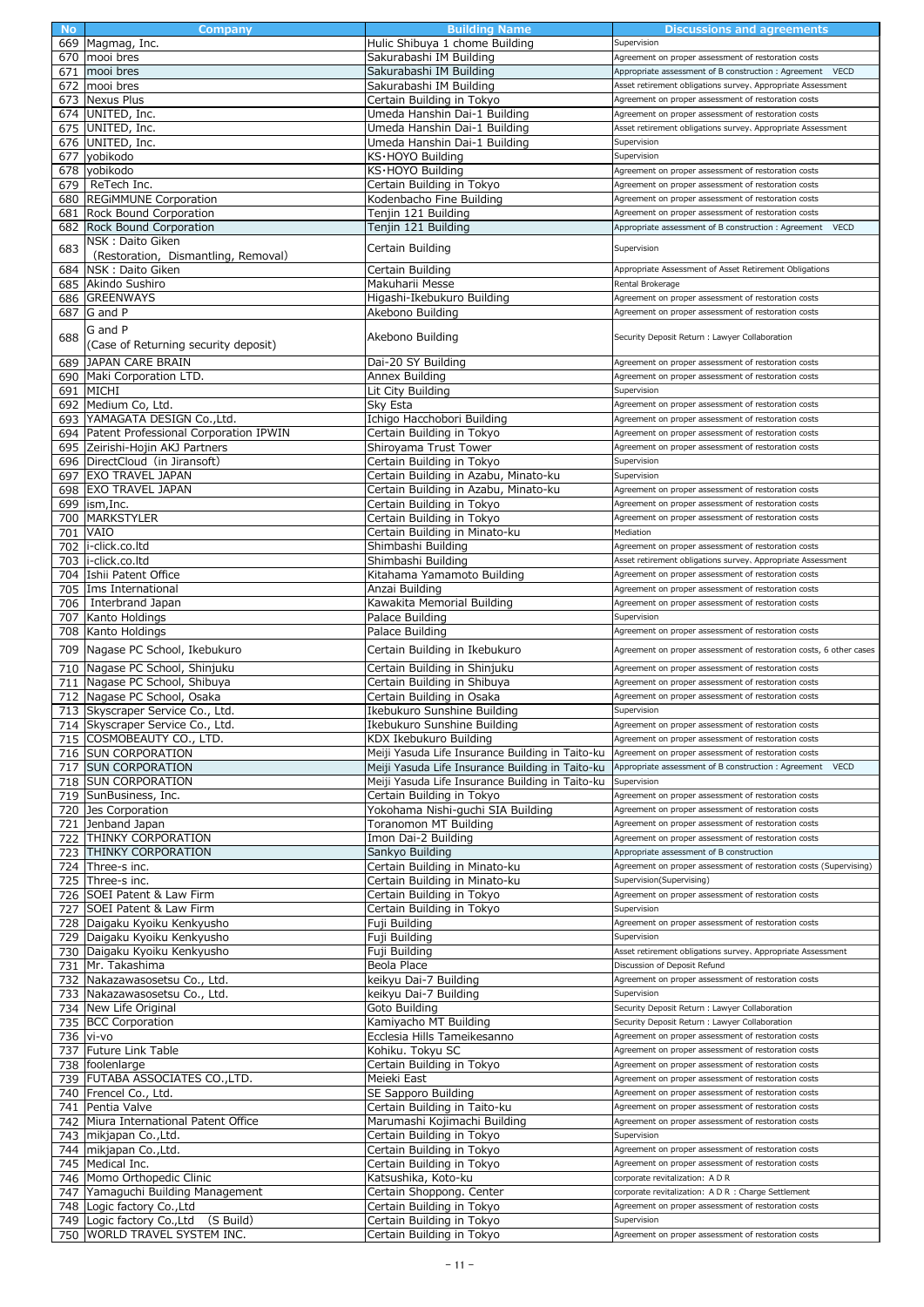| No | Company | Building Name | Discussions and agreements |
|---|---|---|---|
| 669 | Magmag, Inc. | Hulic Shibuya 1 chome Building | Supervision |
| 670 | mooi bres | Sakurabashi IM Building | Agreement on proper assessment of restoration costs |
| 671 | mooi bres | Sakurabashi IM Building | Appropriate assessment of B construction : Agreement VECD |
| 672 | mooi bres | Sakurabashi IM Building | Asset retirement obligations survey、Appropriate Assessment |
| 673 | Nexus Plus | Certain Building in Tokyo | Agreement on proper assessment of restoration costs |
| 674 | UNITED, Inc. | Umeda Hanshin Dai-1 Building | Agreement on proper assessment of restoration costs |
| 675 | UNITED, Inc. | Umeda Hanshin Dai-1 Building | Asset retirement obligations survey、Appropriate Assessment |
| 676 | UNITED, Inc. | Umeda Hanshin Dai-1 Building | Supervision |
| 677 | yobikodo | KS･HOYO Building | Supervision |
| 678 | yobikodo | KS･HOYO Building | Agreement on proper assessment of restoration costs |
| 679 | ReTech Inc. | Certain Building in Tokyo | Agreement on proper assessment of restoration costs |
| 680 | REGiMMUNE Corporation | Kodenbacho Fine Building | Agreement on proper assessment of restoration costs |
| 681 | Rock Bound Corporation | Tenjin 121 Building | Agreement on proper assessment of restoration costs |
| 682 | Rock Bound Corporation | Tenjin 121 Building | Appropriate assessment of B construction : Agreement VECD |
| 683 | NSK : Daito Giken (Restoration, Dismantling, Removal) | Certain Building | Supervision |
| 684 | NSK : Daito Giken | Certain Building | Appropriate Assessment of Asset Retirement Obligations |
| 685 | Akindo Sushiro | Makuharii Messe | Rental Brokerage |
| 686 | GREENWAYS | Higashi-Ikebukuro Building | Agreement on proper assessment of restoration costs |
| 687 | G and P | Akebono Building | Agreement on proper assessment of restoration costs |
| 688 | G and P (Case of Returning security deposit) | Akebono Building | Security Deposit Return : Lawyer Collaboration |
| 689 | JAPAN CARE BRAIN | Dai-20 SY Building | Agreement on proper assessment of restoration costs |
| 690 | Maki Corporation LTD. | Annex Building | Agreement on proper assessment of restoration costs |
| 691 | MICHI | Lit City Building | Supervision |
| 692 | Medium Co, Ltd. | Sky Esta | Agreement on proper assessment of restoration costs |
| 693 | YAMAGATA DESIGN Co.,Ltd. | Ichigo Hacchobori Building | Agreement on proper assessment of restoration costs |
| 694 | Patent Professional Corporation IPWIN | Certain Building in Tokyo | Agreement on proper assessment of restoration costs |
| 695 | Zeirishi-Hojin AKJ Partners | Shiroyama Trust Tower | Agreement on proper assessment of restoration costs |
| 696 | DirectCloud (in Jiransoft) | Certain Building in Tokyo | Supervision |
| 697 | EXO TRAVEL JAPAN | Certain Building in Azabu, Minato-ku | Supervision |
| 698 | EXO TRAVEL JAPAN | Certain Building in Azabu, Minato-ku | Agreement on proper assessment of restoration costs |
| 699 | ism,Inc. | Certain Building in Tokyo | Agreement on proper assessment of restoration costs |
| 700 | MARKSTYLER | Certain Building in Tokyo | Agreement on proper assessment of restoration costs |
| 701 | VAIO | Certain Building in Minato-ku | Mediation |
| 702 | i-click.co.ltd | Shimbashi Building | Agreement on proper assessment of restoration costs |
| 703 | i-click.co.ltd | Shimbashi Building | Asset retirement obligations survey、Appropriate Assessment |
| 704 | Ishii Patent Office | Kitahama Yamamoto Building | Agreement on proper assessment of restoration costs |
| 705 | Ims International | Anzai Building | Agreement on proper assessment of restoration costs |
| 706 | Interbrand Japan | Kawakita Memorial Building | Agreement on proper assessment of restoration costs |
| 707 | Kanto Holdings | Palace Building | Supervision |
| 708 | Kanto Holdings | Palace Building | Agreement on proper assessment of restoration costs |
| 709 | Nagase PC School, Ikebukuro | Certain Building in Ikebukuro | Agreement on proper assessment of restoration costs, 6 other cases |
| 710 | Nagase PC School, Shinjuku | Certain Building in Shinjuku | Agreement on proper assessment of restoration costs |
| 711 | Nagase PC School, Shibuya | Certain Building in Shibuya | Agreement on proper assessment of restoration costs |
| 712 | Nagase PC School, Osaka | Certain Building in Osaka | Agreement on proper assessment of restoration costs |
| 713 | Skyscraper Service Co., Ltd. | Ikebukuro Sunshine Building | Supervision |
| 714 | Skyscraper Service Co., Ltd. | Ikebukuro Sunshine Building | Agreement on proper assessment of restoration costs |
| 715 | COSMOBEAUTY CO., LTD. | KDX Ikebukuro Building | Agreement on proper assessment of restoration costs |
| 716 | SUN CORPORATION | Meiji Yasuda Life Insurance Building in Taito-ku | Agreement on proper assessment of restoration costs |
| 717 | SUN CORPORATION | Meiji Yasuda Life Insurance Building in Taito-ku | Appropriate assessment of B construction : Agreement VECD |
| 718 | SUN CORPORATION | Meiji Yasuda Life Insurance Building in Taito-ku | Supervision |
| 719 | SunBusiness, Inc. | Certain Building in Tokyo | Agreement on proper assessment of restoration costs |
| 720 | Jes Corporation | Yokohama Nishi-guchi SIA Building | Agreement on proper assessment of restoration costs |
| 721 | Jenband Japan | Toranomon MT Building | Agreement on proper assessment of restoration costs |
| 722 | THINKY CORPORATION | Imon Dai-2 Building | Agreement on proper assessment of restoration costs |
| 723 | THINKY CORPORATION | Sankyo Building | Appropriate assessment of B construction |
| 724 | Three-s inc. | Certain Building in Minato-ku | Agreement on proper assessment of restoration costs (Supervising) |
| 725 | Three-s inc. | Certain Building in Minato-ku | Supervision(Supervising) |
| 726 | SOEI Patent & Law Firm | Certain Building in Tokyo | Agreement on proper assessment of restoration costs |
| 727 | SOEI Patent & Law Firm | Certain Building in Tokyo | Supervision |
| 728 | Daigaku Kyoiku Kenkyusho | Fuji Building | Agreement on proper assessment of restoration costs |
| 729 | Daigaku Kyoiku Kenkyusho | Fuji Building | Supervision |
| 730 | Daigaku Kyoiku Kenkyusho | Fuji Building | Asset retirement obligations survey、Appropriate Assessment |
| 731 | Mr. Takashima | Beola Place | Discussion of Deposit Refund |
| 732 | Nakazawasosetsu Co., Ltd. | keikyu Dai-7 Building | Agreement on proper assessment of restoration costs |
| 733 | Nakazawasosetsu Co., Ltd. | keikyu Dai-7 Building | Supervision |
| 734 | New Life Original | Goto Building | Security Deposit Return : Lawyer Collaboration |
| 735 | BCC Corporation | Kamiyacho MT Building | Security Deposit Return : Lawyer Collaboration |
| 736 | vi-vo | Ecclesia Hills Tameikesanno | Agreement on proper assessment of restoration costs |
| 737 | Future Link Table | Kohiku. Tokyu SC | Agreement on proper assessment of restoration costs |
| 738 | foolenlarge | Certain Building in Tokyo | Agreement on proper assessment of restoration costs |
| 739 | FUTABA ASSOCIATES CO.,LTD. | Meieki East | Agreement on proper assessment of restoration costs |
| 740 | Frencel Co., Ltd. | SE Sapporo Building | Agreement on proper assessment of restoration costs |
| 741 | Pentia Valve | Certain Building in Taito-ku | Agreement on proper assessment of restoration costs |
| 742 | Miura International Patent Office | Marumashi Kojimachi Building | Agreement on proper assessment of restoration costs |
| 743 | mikjapan Co.,Ltd. | Certain Building in Tokyo | Supervision |
| 744 | mikjapan Co.,Ltd. | Certain Building in Tokyo | Agreement on proper assessment of restoration costs |
| 745 | Medical Inc. | Certain Building in Tokyo | Agreement on proper assessment of restoration costs |
| 746 | Momo Orthopedic Clinic | Katsushika, Koto-ku | corporate revitalization: ＡＤＲ |
| 747 | Yamaguchi Building Management | Certain Shoppong. Center | corporate revitalization: ＡＤＲ : Charge Settlement |
| 748 | Logic factory Co.,Ltd | Certain Building in Tokyo | Agreement on proper assessment of restoration costs |
| 749 | Logic factory Co.,Ltd (S Build) | Certain Building in Tokyo | Supervision |
| 750 | WORLD TRAVEL SYSTEM INC. | Certain Building in Tokyo | Agreement on proper assessment of restoration costs |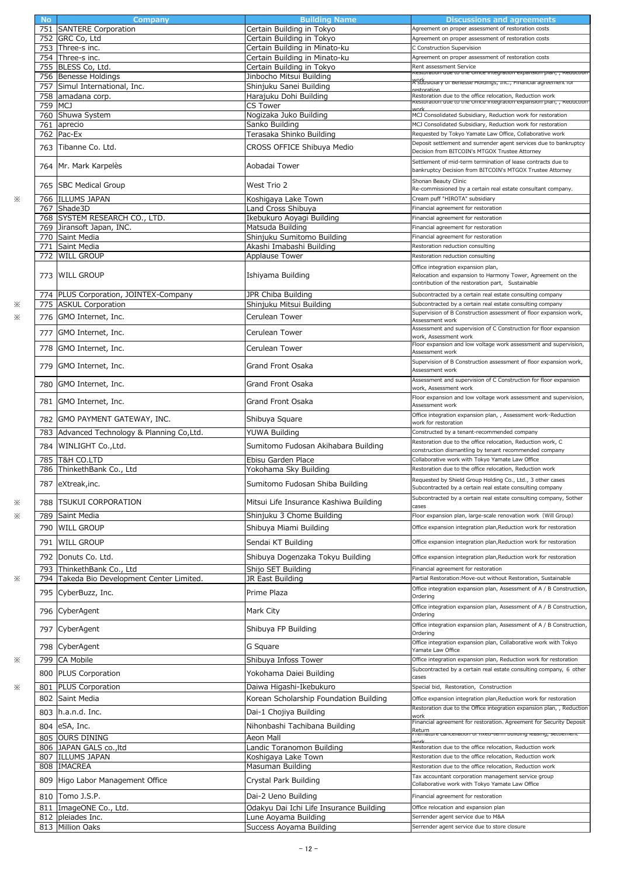| | No | Company | Building Name | Discussions and agreements |
|---|---|---|---|---|
| | 751 | SANTERE Corporation | Certain Building in Tokyo | Agreement on proper assessment of restoration costs |
| | 752 | GRC Co, Ltd | Certain Building in Tokyo | Agreement on proper assessment of restoration costs |
| | 753 | Three-s inc. | Certain Building in Minato-ku | C Construction Supervision |
| | 754 | Three-s inc. | Certain Building in Minato-ku | Agreement on proper assessment of restoration costs |
| | 755 | BLESS Co, Ltd. | Certain Building in Tokyo | Rent assessment Service |
| | 756 | Benesse Holdings | Jinbocho Mitsui Building | Restoration due to the Office integration expansion plan, , Reduction work |
| | 757 | Simul International, Inc. | Shinjuku Sanei Building | A subsidiary of Benesse Holdings, Inc., Financial agreement for restoration |
| | 758 | amadana corp. | Harajuku Dohi Building | Restoration due to the office relocation, Reduction work |
| | 759 | MCJ | CS Tower | Restoration due to the Office integration expansion plan, , Reduction work |
| | 760 | Shuwa System | Nogizaka Juko Building | MCJ Consolidated Subsidiary, Reduction work for restoration |
| | 761 | aprecio | Sanko Building | MCJ Consolidated Subsidiary, Reduction work for restoration |
| | 762 | Pac-Ex | Terasaka Shinko Building | Requested by Tokyo Yamate Law Office, Collaborative work |
| | 763 | Tibanne Co. Ltd. | CROSS OFFICE Shibuya Medio | Deposit settlement and surrender agent services due to bankruptcy Decision from BITCOIN's MTGOX Trustee Attorney |
| | 764 | Mr. Mark Karpelès | Aobadai Tower | Settlement of mid-term termination of lease contracts due to bankruptcy Decision from BITCOIN's MTGOX Trustee Attorney |
| | 765 | SBC Medical Group | West Trio 2 | Shonan Beauty Clinic Re-commissioned by a certain real estate consultant company. |
| ※ | 766 | ILLUMS JAPAN | Koshigaya Lake Town | Cream puff "HIROTA" subsidiary |
| | 767 | Shade3D | Land Cross Shibuya | Financial agreement for restoration |
| | 768 | SYSTEM RESEARCH CO., LTD. | Ikebukuro Aoyagi Building | Financial agreement for restoration |
| | 769 | Jiransoft Japan, INC. | Matsuda Building | Financial agreement for restoration |
| | 770 | Saint Media | Shinjuku Sumitomo Building | Financial agreement for restoration |
| | 771 | Saint Media | Akashi Imabashi Building | Restoration reduction consulting |
| | 772 | WILL GROUP | Applause Tower | Restoration reduction consulting |
| | 773 | WILL GROUP | Ishiyama Building | Office integration expansion plan, Relocation and expansion to Harmony Tower, Agreement on the contribution of the restoration part, Sustainable |
| | 774 | PLUS Corporation, JOINTEX-Company | JPR Chiba Building | Subcontracted by a certain real estate consulting company |
| ※ | 775 | ASKUL Corporation | Shinjuku Mitsui Building | Subcontracted by a certain real estate consulting company |
| ※ | 776 | GMO Internet, Inc. | Cerulean Tower | Supervision of B Construction assessment of floor expansion work, Assessment work |
| | 777 | GMO Internet, Inc. | Cerulean Tower | Assessment and supervision of C Construction for floor expansion work, Assessment work |
| | 778 | GMO Internet, Inc. | Cerulean Tower | Floor expansion and low voltage work assessment and supervision, Assessment work |
| | 779 | GMO Internet, Inc. | Grand Front Osaka | Supervision of B Construction assessment of floor expansion work, Assessment work |
| | 780 | GMO Internet, Inc. | Grand Front Osaka | Assessment and supervision of C Construction for floor expansion work, Assessment work |
| | 781 | GMO Internet, Inc. | Grand Front Osaka | Floor expansion and low voltage work assessment and supervision, Assessment work |
| | 782 | GMO PAYMENT GATEWAY, INC. | Shibuya Square | Office integration expansion plan, , Assessment work･Reduction work for restoration |
| | 783 | Advanced Technology & Planning Co,Ltd. | YUWA Building | Constructed by a tenant-recommended company |
| | 784 | WINLIGHT Co.,Ltd. | Sumitomo Fudosan Akihabara Building | Restoration due to the office relocation, Reduction work, C construction dismantling by tenant recommended company |
| | 785 | T&H CO.LTD | Ebisu Garden Place | Collaborative work with Tokyo Yamate Law Office |
| | 786 | ThinkethBank Co., Ltd | Yokohama Sky Building | Restoration due to the office relocation, Reduction work |
| | 787 | eXtreak,inc. | Sumitomo Fudosan Shiba Building | Requested by Shield Group Holding Co., Ltd., 3 other cases Subcontracted by a certain real estate consulting company |
| ※ | 788 | TSUKUI CORPORATION | Mitsui Life Insurance Kashiwa Building | Subcontracted by a certain real estate consulting company, 5other cases |
| ※ | 789 | Saint Media | Shinjuku 3 Chome Building | Floor expansion plan, large-scale renovation work (Will Group) |
| | 790 | WILL GROUP | Shibuya Miami Building | Office expansion integration plan,Reduction work for restoration |
| | 791 | WILL GROUP | Sendai KT Building | Office expansion integration plan,Reduction work for restoration |
| | 792 | Donuts Co. Ltd. | Shibuya Dogenzaka Tokyu Building | Office expansion integration plan,Reduction work for restoration |
| | 793 | ThinkethBank Co., Ltd | Shijo SET Building | Financial agreement for restoration |
| ※ | 794 | Takeda Bio Development Center Limited. | JR East Building | Partial Restoration:Move-out without Restoration, Sustainable |
| | 795 | CyberBuzz, Inc. | Prime Plaza | Office integration expansion plan, Assessment of A / B Construction, Ordering |
| | 796 | CyberAgent | Mark City | Office integration expansion plan, Assessment of A / B Construction, Ordering |
| | 797 | CyberAgent | Shibuya FP Building | Office integration expansion plan, Assessment of A / B Construction, Ordering |
| | 798 | CyberAgent | G Square | Office integration expansion plan, Collaborative work with Tokyo Yamate Law Office |
| ※ | 799 | CA Mobile | Shibuya Infoss Tower | Office integration expansion plan, Reduction work for restoration |
| | 800 | PLUS Corporation | Yokohama Daiei Building | Subcontracted by a certain real estate consulting company, 6 other cases |
| ※ | 801 | PLUS Corporation | Daiwa Higashi-Ikebukuro | Special bid, Restoration, Construction |
| | 802 | Saint Media | Korean Scholarship Foundation Building | Office expansion integration plan,Reduction work for restoration |
| | 803 | h.a.n.d. Inc. | Dai-1 Chojiya Building | Restoration due to the Office integration expansion plan, , Reduction work |
| | 804 | eSA, Inc. | Nihonbashi Tachibana Building | Financial agreement for restoration. Agreement for Security Deposit Return |
| | 805 | OURS DINING | Aeon Mall | Premature cancellation of fixed-term building leasing, settlement work |
| | 806 | JAPAN GALS co.,ltd | Landic Toranomon Building | Restoration due to the office relocation, Reduction work |
| | 807 | ILLUMS JAPAN | Koshigaya Lake Town | Restoration due to the office relocation, Reduction work |
| | 808 | IMACREA | Masuman Building | Restoration due to the office relocation, Reduction work |
| | 809 | Higo Labor Management Office | Crystal Park Building | Tax accountant corporation management service group Collaborative work with Tokyo Yamate Law Office |
| | 810 | Tomo J.S.P. | Dai-2 Ueno Building | Financial agreement for restoration |
| | 811 | ImageONE Co., Ltd. | Odakyu Dai Ichi Life Insurance Building | Office relocation and expansion plan |
| | 812 | pleiades Inc. | Lune Aoyama Building | Serrender agent service due to M&A |
| | 813 | Million Oaks | Success Aoyama Building | Serrender agent service due to store closure |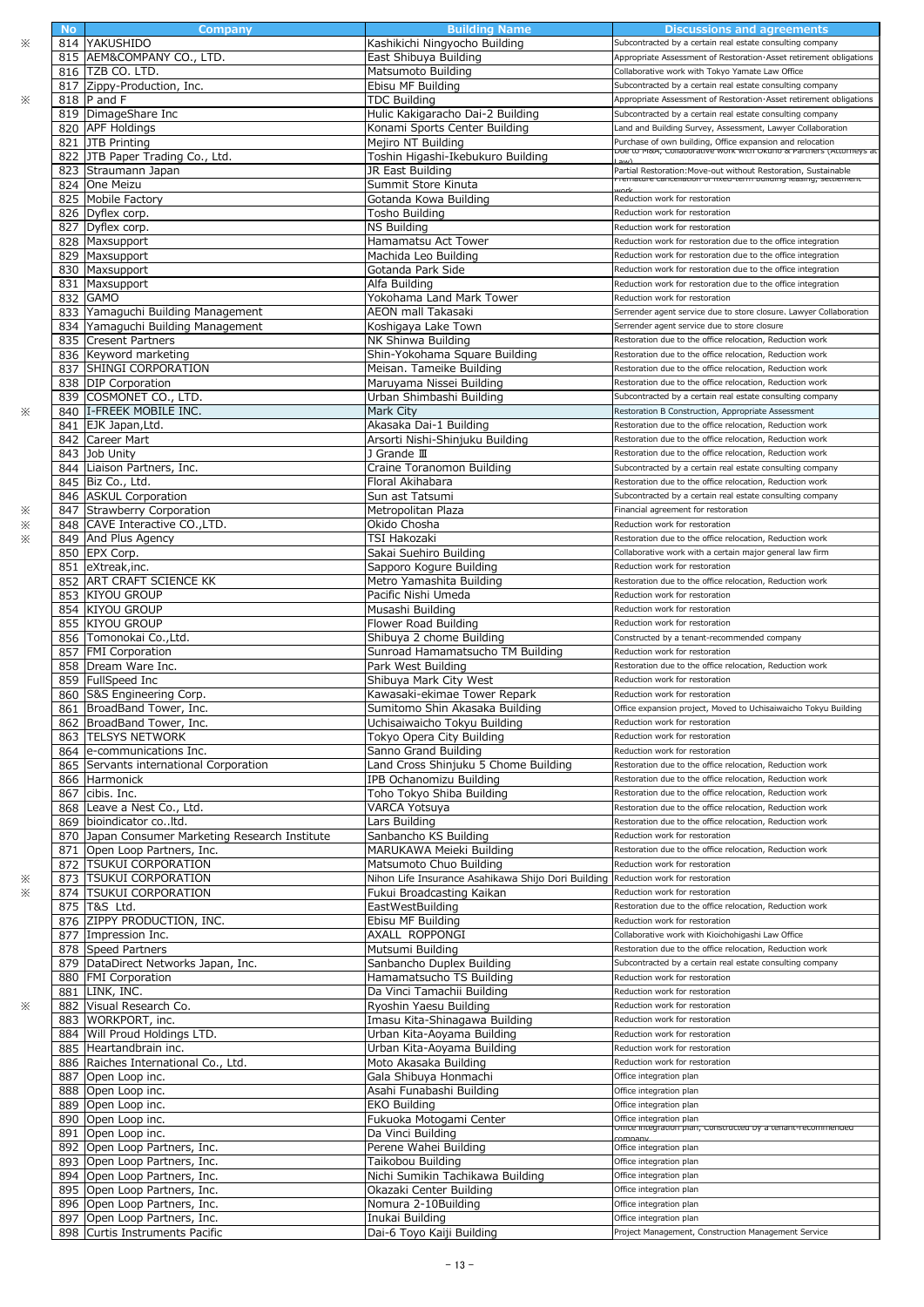| | No | Company | Building Name | Discussions and agreements |
|---|---|---|---|---|
| ※ | 814 | YAKUSHIDO | Kashikichi Ningyocho Building | Subcontracted by a certain real estate consulting company |
| | 815 | AEM&COMPANY CO., LTD. | East Shibuya Building | Appropriate Assessment of Restoration･Asset retirement obligations |
| | 816 | TZB CO. LTD. | Matsumoto Building | Collaborative work with Tokyo Yamate Law Office |
| | 817 | Zippy-Production, Inc. | Ebisu MF Building | Subcontracted by a certain real estate consulting company |
| ※ | 818 | P and F | TDC Building | Appropriate Assessment of Restoration･Asset retirement obligations |
| | 819 | DimageShare Inc | Hulic Kakigaracho Dai-2 Building | Subcontracted by a certain real estate consulting company |
| | 820 | APF Holdings | Konami Sports Center Building | Land and Building Survey, Assessment, Lawyer Collaboration |
| | 821 | JTB Printing | Mejiro NT Building | Purchase of own building, Office expansion and relocation |
| | 822 | JTB Paper Trading Co., Ltd. | Toshin Higashi-Ikebukuro Building | Due to M&A, Collaborative work with Okuno & Partners (Attorneys at Law) |
| | 823 | Straumann Japan | JR East Building | Partial Restoration:Move-out without Restoration, Sustainable |
| | 824 | One Meizu | Summit Store Kinuta | Premature cancellation of fixed-term building leasing, settlement work |
| | 825 | Mobile Factory | Gotanda Kowa Building | Reduction work for restoration |
| | 826 | Dyflex corp. | Tosho Building | Reduction work for restoration |
| | 827 | Dyflex corp. | NS Building | Reduction work for restoration |
| | 828 | Maxsupport | Hamamatsu Act Tower | Reduction work for restoration due to the office integration |
| | 829 | Maxsupport | Machida Leo Building | Reduction work for restoration due to the office integration |
| | 830 | Maxsupport | Gotanda Park Side | Reduction work for restoration due to the office integration |
| | 831 | Maxsupport | Alfa Building | Reduction work for restoration due to the office integration |
| | 832 | GAMO | Yokohama Land Mark Tower | Reduction work for restoration |
| | 833 | Yamaguchi Building Management | AEON mall Takasaki | Serrender agent service due to store closure. Lawyer Collaboration |
| | 834 | Yamaguchi Building Management | Koshigaya Lake Town | Serrender agent service due to store closure |
| | 835 | Cresent Partners | NK Shinwa Building | Restoration due to the office relocation, Reduction work |
| | 836 | Keyword marketing | Shin-Yokohama Square Building | Restoration due to the office relocation, Reduction work |
| | 837 | SHINGI CORPORATION | Meisan. Tameike Building | Restoration due to the office relocation, Reduction work |
| | 838 | DIP Corporation | Maruyama Nissei Building | Restoration due to the office relocation, Reduction work |
| | 839 | COSMONET CO., LTD. | Urban Shimbashi Building | Subcontracted by a certain real estate consulting company |
| ※ | 840 | I-FREEK MOBILE INC. | Mark City | Restoration B Construction, Appropriate Assessment |
| | 841 | EJK Japan,Ltd. | Akasaka Dai-1 Building | Restoration due to the office relocation, Reduction work |
| | 842 | Career Mart | Arsorti Nishi-Shinjuku Building | Restoration due to the office relocation, Reduction work |
| | 843 | Job Unity | J Grande Ⅲ | Restoration due to the office relocation, Reduction work |
| | 844 | Liaison Partners, Inc. | Craine Toranomon Building | Subcontracted by a certain real estate consulting company |
| | 845 | Biz Co., Ltd. | Floral Akihabara | Restoration due to the office relocation, Reduction work |
| | 846 | ASKUL Corporation | Sun ast Tatsumi | Subcontracted by a certain real estate consulting company |
| ※ | 847 | Strawberry Corporation | Metropolitan Plaza | Financial agreement for restoration |
| ※ | 848 | CAVE Interactive CO.,LTD. | Okido Chosha | Reduction work for restoration |
| ※ | 849 | And Plus Agency | TSI Hakozaki | Restoration due to the office relocation, Reduction work |
| | 850 | EPX Corp. | Sakai Suehiro Building | Collaborative work with a certain major general law firm |
| | 851 | eXtreak,inc. | Sapporo Kogure Building | Reduction work for restoration |
| | 852 | ART CRAFT SCIENCE KK | Metro Yamashita Building | Restoration due to the office relocation, Reduction work |
| | 853 | KIYOU GROUP | Pacific Nishi Umeda | Reduction work for restoration |
| | 854 | KIYOU GROUP | Musashi Building | Reduction work for restoration |
| | 855 | KIYOU GROUP | Flower Road Building | Reduction work for restoration |
| | 856 | Tomonokai Co.,Ltd. | Shibuya 2 chome Building | Constructed by a tenant-recommended company |
| | 857 | FMI Corporation | Sunroad Hamamatsucho TM Building | Reduction work for restoration |
| | 858 | Dream Ware Inc. | Park West Building | Restoration due to the office relocation, Reduction work |
| | 859 | FullSpeed Inc | Shibuya Mark City West | Reduction work for restoration |
| | 860 | S&S Engineering Corp. | Kawasaki-ekimae Tower Repark | Reduction work for restoration |
| | 861 | BroadBand Tower, Inc. | Sumitomo Shin Akasaka Building | Office expansion project, Moved to Uchisaiwaicho Tokyu Building |
| | 862 | BroadBand Tower, Inc. | Uchisaiwaicho Tokyu Building | Reduction work for restoration |
| | 863 | TELSYS NETWORK | Tokyo Opera City Building | Reduction work for restoration |
| | 864 | e-communications Inc. | Sanno Grand Building | Reduction work for restoration |
| | 865 | Servants international Corporation | Land Cross Shinjuku 5 Chome Building | Restoration due to the office relocation, Reduction work |
| | 866 | Harmonick | IPB Ochanomizu Building | Restoration due to the office relocation, Reduction work |
| | 867 | cibis. Inc. | Toho Tokyo Shiba Building | Restoration due to the office relocation, Reduction work |
| | 868 | Leave a Nest Co., Ltd. | VARCA Yotsuya | Restoration due to the office relocation, Reduction work |
| | 869 | bioindicator co..ltd. | Lars Building | Restoration due to the office relocation, Reduction work |
| | 870 | Japan Consumer Marketing Research Institute | Sanbancho KS Building | Reduction work for restoration |
| | 871 | Open Loop Partners, Inc. | MARUKAWA Meieki Building | Restoration due to the office relocation, Reduction work |
| | 872 | TSUKUI CORPORATION | Matsumoto Chuo Building | Reduction work for restoration |
| ※ | 873 | TSUKUI CORPORATION | Nihon Life Insurance Asahikawa Shijo Dori Building | Reduction work for restoration |
| ※ | 874 | TSUKUI CORPORATION | Fukui Broadcasting Kaikan | Reduction work for restoration |
| | 875 | T&S Ltd. | EastWestBuilding | Restoration due to the office relocation, Reduction work |
| | 876 | ZIPPY PRODUCTION, INC. | Ebisu MF Building | Reduction work for restoration |
| | 877 | Impression Inc. | AXALL ROPPONGI | Collaborative work with Kioichohigashi Law Office |
| | 878 | Speed Partners | Mutsumi Building | Restoration due to the office relocation, Reduction work |
| | 879 | DataDirect Networks Japan, Inc. | Sanbancho Duplex Building | Subcontracted by a certain real estate consulting company |
| | 880 | FMI Corporation | Hamamatsucho TS Building | Reduction work for restoration |
| | 881 | LINK, INC. | Da Vinci Tamachii Building | Reduction work for restoration |
| ※ | 882 | Visual Research Co. | Ryoshin Yaesu Building | Reduction work for restoration |
| | 883 | WORKPORT, inc. | Imasu Kita-Shinagawa Building | Reduction work for restoration |
| | 884 | Will Proud Holdings LTD. | Urban Kita-Aoyama Building | Reduction work for restoration |
| | 885 | Heartandbrain inc. | Urban Kita-Aoyama Building | Reduction work for restoration |
| | 886 | Raiches International Co., Ltd. | Moto Akasaka Building | Reduction work for restoration |
| | 887 | Open Loop inc. | Gala Shibuya Honmachi | Office integration plan |
| | 888 | Open Loop inc. | Asahi Funabashi Building | Office integration plan |
| | 889 | Open Loop inc. | EKO Building | Office integration plan |
| | 890 | Open Loop inc. | Fukuoka Motogami Center | Office integration plan |
| | 891 | Open Loop inc. | Da Vinci Building | Office integration plan, Constructed by a tenant-recommended company |
| | 892 | Open Loop Partners, Inc. | Perene Wahei Building | Office integration plan |
| | 893 | Open Loop Partners, Inc. | Taikobou Building | Office integration plan |
| | 894 | Open Loop Partners, Inc. | Nichi Sumikin Tachikawa Building | Office integration plan |
| | 895 | Open Loop Partners, Inc. | Okazaki Center Building | Office integration plan |
| | 896 | Open Loop Partners, Inc. | Nomura 2-10Building | Office integration plan |
| | 897 | Open Loop Partners, Inc. | Inukai Building | Office integration plan |
| | 898 | Curtis Instruments Pacific | Dai-6 Toyo Kaiji Building | Project Management, Construction Management Service |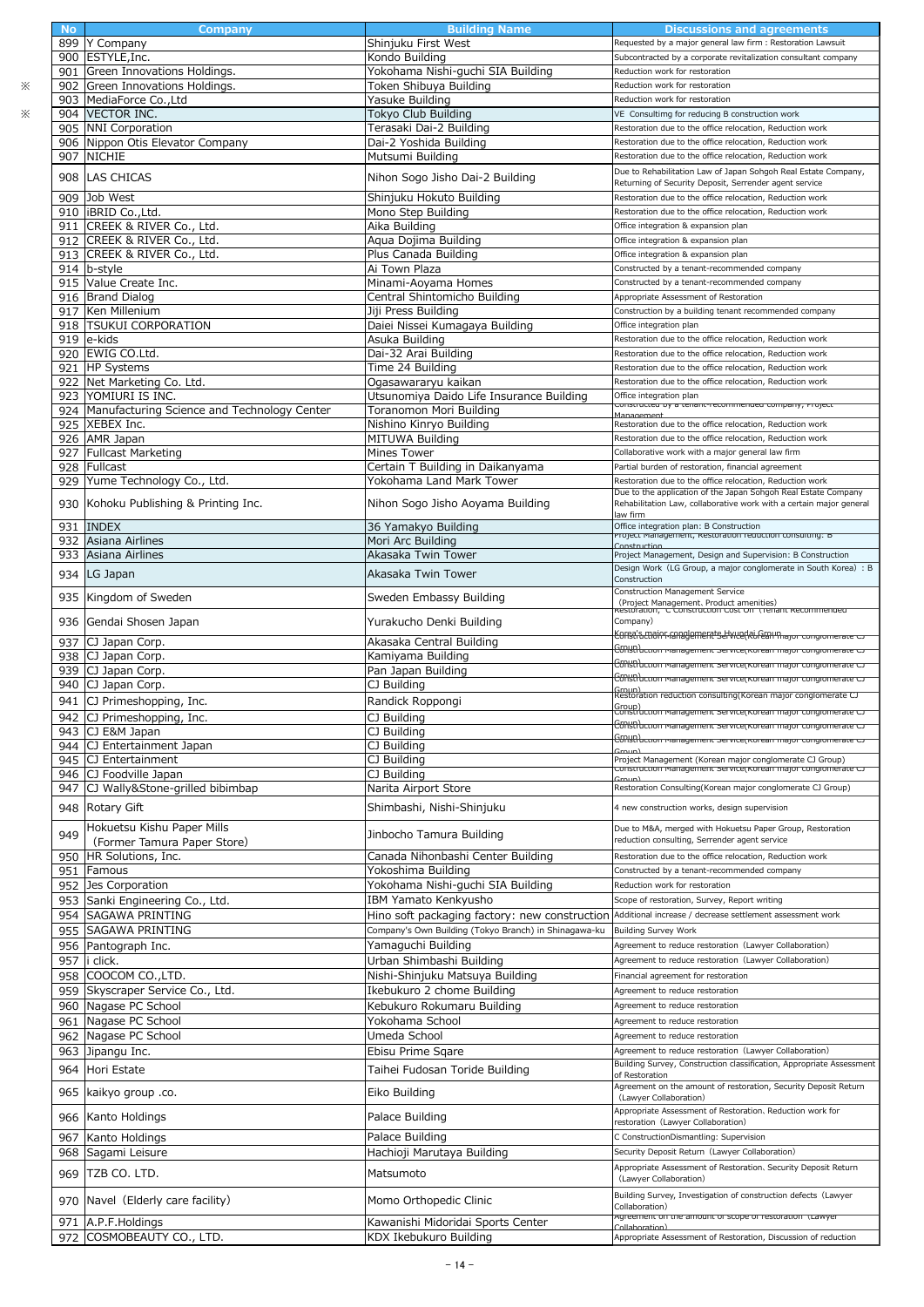| No | Company | Building Name | Discussions and agreements |
|---|---|---|---|
| 899 | Y Company | Shinjuku First West | Requested by a major general law firm : Restoration Lawsuit |
| 900 | ESTYLE,Inc. | Kondo Building | Subcontracted by a corporate revitalization consultant company |
| 901 | Green Innovations Holdings. | Yokohama Nishi-guchi SIA Building | Reduction work for restoration |
| ※ 902 | Green Innovations Holdings. | Token Shibuya Building | Reduction work for restoration |
| 903 | MediaForce Co.,Ltd | Yasuke Building | Reduction work for restoration |
| ※ 904 | VECTOR INC. | Tokyo Club Building | VE Consultimg for reducing B construction work |
| 905 | NNI Corporation | Terasaki Dai-2 Building | Restoration due to the office relocation, Reduction work |
| 906 | Nippon Otis Elevator Company | Dai-2 Yoshida Building | Restoration due to the office relocation, Reduction work |
| 907 | NICHIE | Mutsumi Building | Restoration due to the office relocation, Reduction work |
| 908 | LAS CHICAS | Nihon Sogo Jisho Dai-2 Building | Due to Rehabilitation Law of Japan Sohgoh Real Estate Company, Returning of Security Deposit, Serrender agent service |
| 909 | Job West | Shinjuku Hokuto Building | Restoration due to the office relocation, Reduction work |
| 910 | iBRID Co.,Ltd. | Mono Step Building | Restoration due to the office relocation, Reduction work |
| 911 | CREEK & RIVER Co., Ltd. | Aika Building | Office integration & expansion plan |
| 912 | CREEK & RIVER Co., Ltd. | Aqua Dojima Building | Office integration & expansion plan |
| 913 | CREEK & RIVER Co., Ltd. | Plus Canada Building | Office integration & expansion plan |
| 914 | b-style | Ai Town Plaza | Constructed by a tenant-recommended company |
| 915 | Value Create Inc. | Minami-Aoyama Homes | Constructed by a tenant-recommended company |
| 916 | Brand Dialog | Central Shintomicho Building | Appropriate Assessment of Restoration |
| 917 | Ken Millenium | Jiji Press Building | Construction by a building tenant recommended company |
| 918 | TSUKUI CORPORATION | Daiei Nissei Kumagaya Building | Office integration plan |
| 919 | e-kids | Asuka Building | Restoration due to the office relocation, Reduction work |
| 920 | EWIG CO.Ltd. | Dai-32 Arai Building | Restoration due to the office relocation, Reduction work |
| 921 | HP Systems | Time 24 Building | Restoration due to the office relocation, Reduction work |
| 922 | Net Marketing Co. Ltd. | Ogasawararyu kaikan | Restoration due to the office relocation, Reduction work |
| 923 | YOMIURI IS INC. | Utsunomiya Daido Life Insurance Building | Office integration plan |
| 924 | Manufacturing Science and Technology Center | Toranomon Mori Building | Constructed by a tenant-recommended company, Project Management |
| 925 | XEBEX Inc. | Nishino Kinryo Building | Restoration due to the office relocation, Reduction work |
| 926 | AMR Japan | MITUWA Building | Restoration due to the office relocation, Reduction work |
| 927 | Fullcast Marketing | Mines Tower | Collaborative work with a major general law firm |
| 928 | Fullcast | Certain T Building in Daikanyama | Partial burden of restoration, financial agreement |
| 929 | Yume Technology Co., Ltd. | Yokohama Land Mark Tower | Restoration due to the office relocation, Reduction work |
| 930 | Kohoku Publishing & Printing Inc. | Nihon Sogo Jisho Aoyama Building | Due to the application of the Japan Sohgoh Real Estate Company Rehabilitation Law, collaborative work with a certain major general law firm |
| 931 | INDEX | 36 Yamakyo Building | Office integration plan: B Construction |
| 932 | Asiana Airlines | Mori Arc Building | Project Management, Restoration reduction consulting: B Construction |
| 933 | Asiana Airlines | Akasaka Twin Tower | Project Management, Design and Supervision: B Construction |
| 934 | LG Japan | Akasaka Twin Tower | Design Work（LG Group, a major conglomerate in South Korea）: B Construction |
| 935 | Kingdom of Sweden | Sweden Embassy Building | Construction Management Service（Project Management, Product amenities） |
| 936 | Gendai Shosen Japan | Yurakucho Denki Building | Restoration, C Construction Cost Off（Tenant Recommended Company）Korea's major conglomerate Hyundai Group |
| 937 | CJ Japan Corp. | Akasaka Central Building | Construction management service(Korean major conglomerate CJ Group) |
| 938 | CJ Japan Corp. | Kamiyama Building | Construction management service(Korean major conglomerate CJ Group) |
| 939 | CJ Japan Corp. | Pan Japan Building | Construction management service(Korean major conglomerate CJ Group) |
| 940 | CJ Japan Corp. | CJ Building | Construction management service(Korean major conglomerate CJ Group) |
| 941 | CJ Primeshopping, Inc. | Randick Roppongi | Restoration reduction consulting(Korean major conglomerate CJ Group) |
| 942 | CJ Primeshopping, Inc. | CJ Building | Construction management service(Korean major conglomerate CJ Group) |
| 943 | CJ E&M Japan | CJ Building | Construction management service(Korean major conglomerate CJ Group) |
| 944 | CJ Entertainment Japan | CJ Building | Construction management service(Korean major conglomerate CJ Group) |
| 945 | CJ Entertainment | CJ Building | Project Management (Korean major conglomerate CJ Group) |
| 946 | CJ Foodville Japan | CJ Building | Construction management service(Korean major conglomerate CJ Group) |
| 947 | CJ Wally&Stone-grilled bibimbap | Narita Airport Store | Restoration Consulting(Korean major conglomerate CJ Group) |
| 948 | Rotary Gift | Shimbashi, Nishi-Shinjuku | 4 new construction works, design supervision |
| 949 | Hokuetsu Kishu Paper Mills（Former Tamura Paper Store） | Jinbocho Tamura Building | Due to M&A, merged with Hokuetsu Paper Group, Restoration reduction consulting, Serrender agent service |
| 950 | HR Solutions, Inc. | Canada Nihonbashi Center Building | Restoration due to the office relocation, Reduction work |
| 951 | Famous | Yokoshima Building | Constructed by a tenant-recommended company |
| 952 | Jes Corporation | Yokohama Nishi-guchi SIA Building | Reduction work for restoration |
| 953 | Sanki Engineering Co., Ltd. | IBM Yamato Kenkyusho | Scope of restoration, Survey, Report writing |
| 954 | SAGAWA PRINTING | Hino soft packaging factory: new construction | Additional increase / decrease settlement assessment work |
| 955 | SAGAWA PRINTING | Company's Own Building (Tokyo Branch) in Shinagawa-ku | Building Survey Work |
| 956 | Pantograph Inc. | Yamaguchi Building | Agreement to reduce restoration（Lawyer Collaboration） |
| 957 | i click. | Urban Shimbashi Building | Agreement to reduce restoration（Lawyer Collaboration） |
| 958 | COOCOM CO.,LTD. | Nishi-Shinjuku Matsuya Building | Financial agreement for restoration |
| 959 | Skyscraper Service Co., Ltd. | Ikebukuro 2 chome Building | Agreement to reduce restoration |
| 960 | Nagase PC School | Kebukuro Rokumaru Building | Agreement to reduce restoration |
| 961 | Nagase PC School | Yokohama School | Agreement to reduce restoration |
| 962 | Nagase PC School | Umeda School | Agreement to reduce restoration |
| 963 | Jipangu Inc. | Ebisu Prime Sqare | Agreement to reduce restoration（Lawyer Collaboration） |
| 964 | Hori Estate | Taihei Fudosan Toride Building | Building Survey, Construction classification, Appropriate Assessment of Restoration |
| 965 | kaikyo group .co. | Eiko Building | Agreement on the amount of restoration, Security Deposit Return（Lawyer Collaboration） |
| 966 | Kanto Holdings | Palace Building | Appropriate Assessment of Restoration. Reduction work for restoration（Lawyer Collaboration） |
| 967 | Kanto Holdings | Palace Building | C ConstructionDismantling: Supervision |
| 968 | Sagami Leisure | Hachioji Marutaya Building | Security Deposit Return（Lawyer Collaboration） |
| 969 | TZB CO. LTD. | Matsumoto | Appropriate Assessment of Restoration. Security Deposit Return（Lawyer Collaboration） |
| 970 | Navel（Elderly care facility） | Momo Orthopedic Clinic | Building Survey, Investigation of construction defects（Lawyer Collaboration） |
| 971 | A.P.F.Holdings | Kawanishi Midoridai Sports Center | Agreement on the amount or scope of restoration（Lawyer Collaboration） |
| 972 | COSMOBEAUTY CO., LTD. | KDX Ikebukuro Building | Appropriate Assessment of Restoration, Discussion of reduction |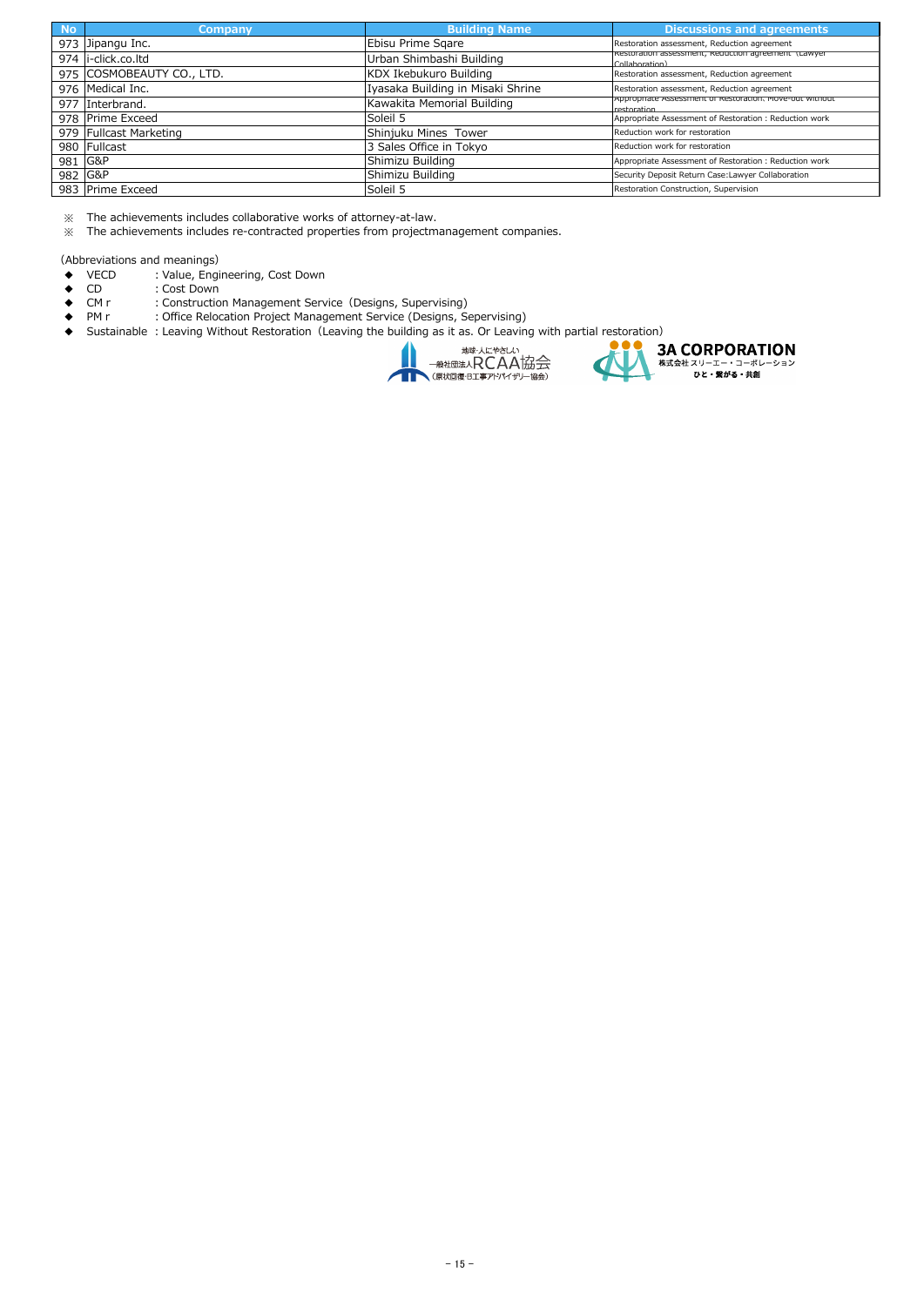| No | Company | Building Name | Discussions and agreements |
|---|---|---|---|
| 973 | Jipangu Inc. | Ebisu Prime Sqare | Restoration assessment, Reduction agreement |
| 974 | i-click.co.ltd | Urban Shimbashi Building | Restoration assessment, Reduction agreement（Lawyer Collaboration） |
| 975 | COSMOBEAUTY CO., LTD. | KDX Ikebukuro Building | Restoration assessment, Reduction agreement |
| 976 | Medical Inc. | Iyasaka Building in Misaki Shrine | Restoration assessment, Reduction agreement |
| 977 | Interbrand. | Kawakita Memorial Building | Appropriate Assessment of Restoration: Move-out without restoration |
| 978 | Prime Exceed | Soleil 5 | Appropriate Assessment of Restoration : Reduction work |
| 979 | Fullcast Marketing | Shinjuku Mines Tower | Reduction work for restoration |
| 980 | Fullcast | 3 Sales Office in Tokyo | Reduction work for restoration |
| 981 | G&P | Shimizu Building | Appropriate Assessment of Restoration : Reduction work |
| 982 | G&P | Shimizu Building | Security Deposit Return Case:Lawyer Collaboration |
| 983 | Prime Exceed | Soleil 5 | Restoration Construction, Supervision |

※ The achievements includes collaborative works of attorney-at-law.
※ The achievements includes re-contracted properties from projectmanagement companies.

（Abbreviations and meanings）

- ◆ VECD : Value, Engineering, Cost Down
- ◆ CD : Cost Down
- ◆ CM r : Construction Management Service（Designs, Supervising）
- ◆ PM r : Office Relocation Project Management Service (Designs, Sepervising)
- ◆ Sustainable : Leaving Without Restoration（Leaving the building as it as. Or Leaving with partial restoration）

地球・人にやさしい 一般社団法人RCAA協会（原状回復・B工事アドバイザリー協会）

3A CORPORATION 株式会社 スリーエー・コーポレーション ひと・繋がる・共創